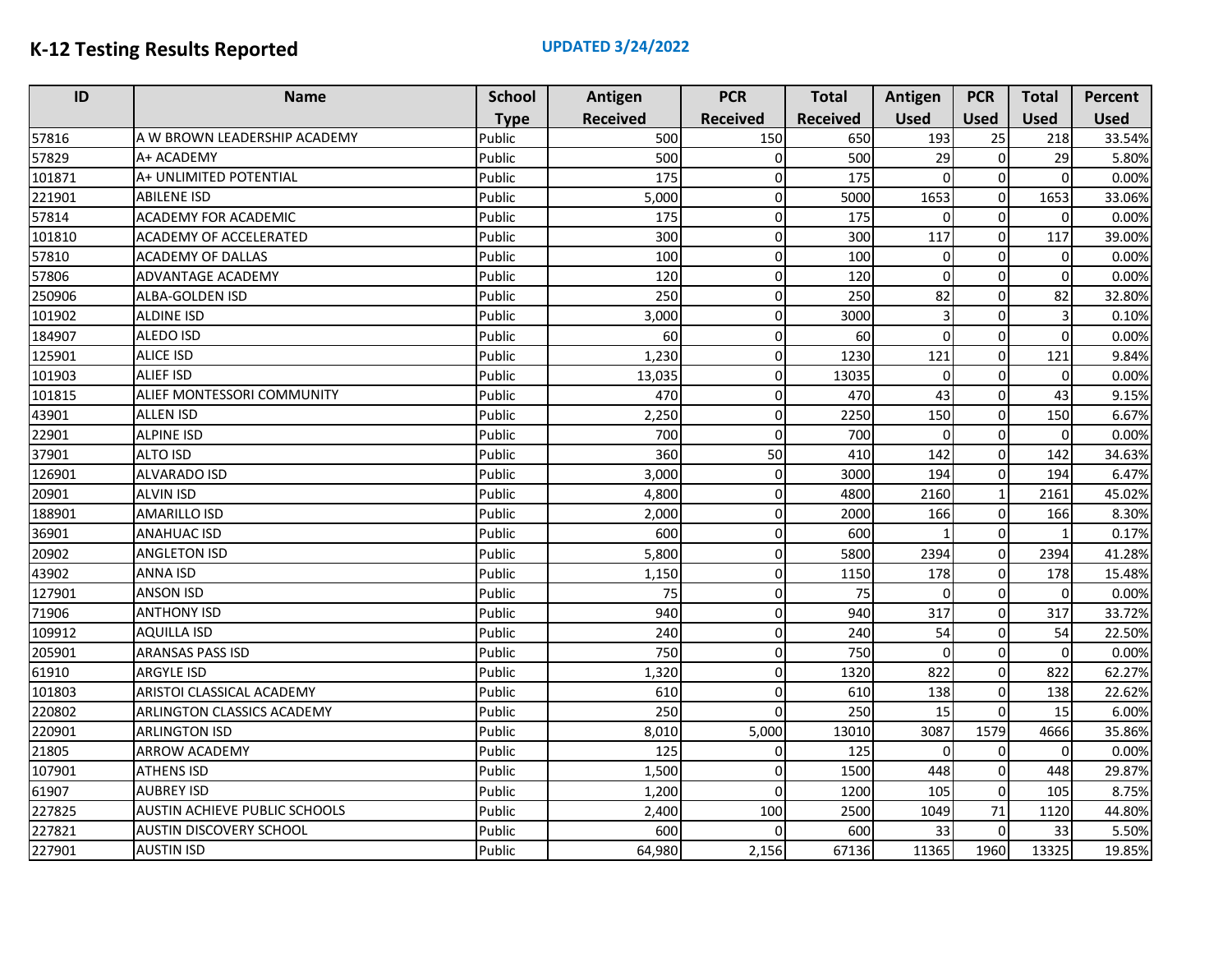# K-12 Testing Results Reported

**UPDATED 3/24/2022**

| ID | Name | School Type | Antigen Received | PCR Received | Total Received | Antigen Used | PCR Used | Total Used | Percent Used |
|---|---|---|---|---|---|---|---|---|---|
| 57816 | A W BROWN LEADERSHIP ACADEMY | Public | 500 | 150 | 650 | 193 | 25 | 218 | 33.54% |
| 57829 | A+ ACADEMY | Public | 500 | 0 | 500 | 29 | 0 | 29 | 5.80% |
| 101871 | A+ UNLIMITED POTENTIAL | Public | 175 | 0 | 175 | 0 | 0 | 0 | 0.00% |
| 221901 | ABILENE ISD | Public | 5,000 | 0 | 5000 | 1653 | 0 | 1653 | 33.06% |
| 57814 | ACADEMY FOR ACADEMIC | Public | 175 | 0 | 175 | 0 | 0 | 0 | 0.00% |
| 101810 | ACADEMY OF ACCELERATED | Public | 300 | 0 | 300 | 117 | 0 | 117 | 39.00% |
| 57810 | ACADEMY OF DALLAS | Public | 100 | 0 | 100 | 0 | 0 | 0 | 0.00% |
| 57806 | ADVANTAGE ACADEMY | Public | 120 | 0 | 120 | 0 | 0 | 0 | 0.00% |
| 250906 | ALBA-GOLDEN ISD | Public | 250 | 0 | 250 | 82 | 0 | 82 | 32.80% |
| 101902 | ALDINE ISD | Public | 3,000 | 0 | 3000 | 3 | 0 | 3 | 0.10% |
| 184907 | ALEDO ISD | Public | 60 | 0 | 60 | 0 | 0 | 0 | 0.00% |
| 125901 | ALICE ISD | Public | 1,230 | 0 | 1230 | 121 | 0 | 121 | 9.84% |
| 101903 | ALIEF ISD | Public | 13,035 | 0 | 13035 | 0 | 0 | 0 | 0.00% |
| 101815 | ALIEF MONTESSORI COMMUNITY | Public | 470 | 0 | 470 | 43 | 0 | 43 | 9.15% |
| 43901 | ALLEN ISD | Public | 2,250 | 0 | 2250 | 150 | 0 | 150 | 6.67% |
| 22901 | ALPINE ISD | Public | 700 | 0 | 700 | 0 | 0 | 0 | 0.00% |
| 37901 | ALTO ISD | Public | 360 | 50 | 410 | 142 | 0 | 142 | 34.63% |
| 126901 | ALVARADO ISD | Public | 3,000 | 0 | 3000 | 194 | 0 | 194 | 6.47% |
| 20901 | ALVIN ISD | Public | 4,800 | 0 | 4800 | 2160 | 1 | 2161 | 45.02% |
| 188901 | AMARILLO ISD | Public | 2,000 | 0 | 2000 | 166 | 0 | 166 | 8.30% |
| 36901 | ANAHUAC ISD | Public | 600 | 0 | 600 | 1 | 0 | 1 | 0.17% |
| 20902 | ANGLETON ISD | Public | 5,800 | 0 | 5800 | 2394 | 0 | 2394 | 41.28% |
| 43902 | ANNA ISD | Public | 1,150 | 0 | 1150 | 178 | 0 | 178 | 15.48% |
| 127901 | ANSON ISD | Public | 75 | 0 | 75 | 0 | 0 | 0 | 0.00% |
| 71906 | ANTHONY ISD | Public | 940 | 0 | 940 | 317 | 0 | 317 | 33.72% |
| 109912 | AQUILLA ISD | Public | 240 | 0 | 240 | 54 | 0 | 54 | 22.50% |
| 205901 | ARANSAS PASS ISD | Public | 750 | 0 | 750 | 0 | 0 | 0 | 0.00% |
| 61910 | ARGYLE ISD | Public | 1,320 | 0 | 1320 | 822 | 0 | 822 | 62.27% |
| 101803 | ARISTOI CLASSICAL ACADEMY | Public | 610 | 0 | 610 | 138 | 0 | 138 | 22.62% |
| 220802 | ARLINGTON CLASSICS ACADEMY | Public | 250 | 0 | 250 | 15 | 0 | 15 | 6.00% |
| 220901 | ARLINGTON ISD | Public | 8,010 | 5,000 | 13010 | 3087 | 1579 | 4666 | 35.86% |
| 21805 | ARROW ACADEMY | Public | 125 | 0 | 125 | 0 | 0 | 0 | 0.00% |
| 107901 | ATHENS ISD | Public | 1,500 | 0 | 1500 | 448 | 0 | 448 | 29.87% |
| 61907 | AUBREY ISD | Public | 1,200 | 0 | 1200 | 105 | 0 | 105 | 8.75% |
| 227825 | AUSTIN ACHIEVE PUBLIC SCHOOLS | Public | 2,400 | 100 | 2500 | 1049 | 71 | 1120 | 44.80% |
| 227821 | AUSTIN DISCOVERY SCHOOL | Public | 600 | 0 | 600 | 33 | 0 | 33 | 5.50% |
| 227901 | AUSTIN ISD | Public | 64,980 | 2,156 | 67136 | 11365 | 1960 | 13325 | 19.85% |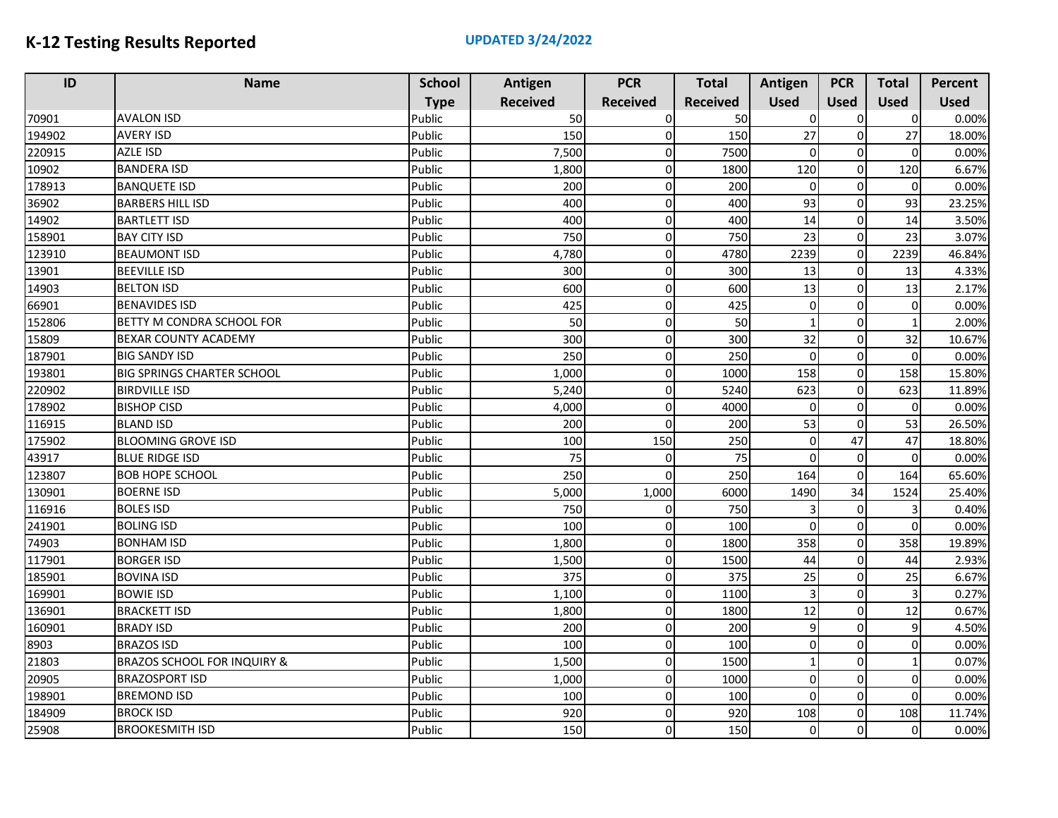# K-12 Testing Results Reported

**UPDATED 3/24/2022**

| ID | Name | School Type | Antigen Received | PCR Received | Total Received | Antigen Used | PCR Used | Total Used | Percent Used |
|---|---|---|---|---|---|---|---|---|---|
| 70901 | AVALON ISD | Public | 50 | 0 | 50 | 0 | 0 | 0 | 0.00% |
| 194902 | AVERY ISD | Public | 150 | 0 | 150 | 27 | 0 | 27 | 18.00% |
| 220915 | AZLE ISD | Public | 7,500 | 0 | 7500 | 0 | 0 | 0 | 0.00% |
| 10902 | BANDERA ISD | Public | 1,800 | 0 | 1800 | 120 | 0 | 120 | 6.67% |
| 178913 | BANQUETE ISD | Public | 200 | 0 | 200 | 0 | 0 | 0 | 0.00% |
| 36902 | BARBERS HILL ISD | Public | 400 | 0 | 400 | 93 | 0 | 93 | 23.25% |
| 14902 | BARTLETT ISD | Public | 400 | 0 | 400 | 14 | 0 | 14 | 3.50% |
| 158901 | BAY CITY ISD | Public | 750 | 0 | 750 | 23 | 0 | 23 | 3.07% |
| 123910 | BEAUMONT ISD | Public | 4,780 | 0 | 4780 | 2239 | 0 | 2239 | 46.84% |
| 13901 | BEEVILLE ISD | Public | 300 | 0 | 300 | 13 | 0 | 13 | 4.33% |
| 14903 | BELTON ISD | Public | 600 | 0 | 600 | 13 | 0 | 13 | 2.17% |
| 66901 | BENAVIDES ISD | Public | 425 | 0 | 425 | 0 | 0 | 0 | 0.00% |
| 152806 | BETTY M CONDRA SCHOOL FOR | Public | 50 | 0 | 50 | 1 | 0 | 1 | 2.00% |
| 15809 | BEXAR COUNTY ACADEMY | Public | 300 | 0 | 300 | 32 | 0 | 32 | 10.67% |
| 187901 | BIG SANDY ISD | Public | 250 | 0 | 250 | 0 | 0 | 0 | 0.00% |
| 193801 | BIG SPRINGS CHARTER SCHOOL | Public | 1,000 | 0 | 1000 | 158 | 0 | 158 | 15.80% |
| 220902 | BIRDVILLE ISD | Public | 5,240 | 0 | 5240 | 623 | 0 | 623 | 11.89% |
| 178902 | BISHOP CISD | Public | 4,000 | 0 | 4000 | 0 | 0 | 0 | 0.00% |
| 116915 | BLAND ISD | Public | 200 | 0 | 200 | 53 | 0 | 53 | 26.50% |
| 175902 | BLOOMING GROVE ISD | Public | 100 | 150 | 250 | 0 | 47 | 47 | 18.80% |
| 43917 | BLUE RIDGE ISD | Public | 75 | 0 | 75 | 0 | 0 | 0 | 0.00% |
| 123807 | BOB HOPE SCHOOL | Public | 250 | 0 | 250 | 164 | 0 | 164 | 65.60% |
| 130901 | BOERNE ISD | Public | 5,000 | 1,000 | 6000 | 1490 | 34 | 1524 | 25.40% |
| 116916 | BOLES ISD | Public | 750 | 0 | 750 | 3 | 0 | 3 | 0.40% |
| 241901 | BOLING ISD | Public | 100 | 0 | 100 | 0 | 0 | 0 | 0.00% |
| 74903 | BONHAM ISD | Public | 1,800 | 0 | 1800 | 358 | 0 | 358 | 19.89% |
| 117901 | BORGER ISD | Public | 1,500 | 0 | 1500 | 44 | 0 | 44 | 2.93% |
| 185901 | BOVINA ISD | Public | 375 | 0 | 375 | 25 | 0 | 25 | 6.67% |
| 169901 | BOWIE ISD | Public | 1,100 | 0 | 1100 | 3 | 0 | 3 | 0.27% |
| 136901 | BRACKETT ISD | Public | 1,800 | 0 | 1800 | 12 | 0 | 12 | 0.67% |
| 160901 | BRADY ISD | Public | 200 | 0 | 200 | 9 | 0 | 9 | 4.50% |
| 8903 | BRAZOS ISD | Public | 100 | 0 | 100 | 0 | 0 | 0 | 0.00% |
| 21803 | BRAZOS SCHOOL FOR INQUIRY & | Public | 1,500 | 0 | 1500 | 1 | 0 | 1 | 0.07% |
| 20905 | BRAZOSPORT ISD | Public | 1,000 | 0 | 1000 | 0 | 0 | 0 | 0.00% |
| 198901 | BREMOND ISD | Public | 100 | 0 | 100 | 0 | 0 | 0 | 0.00% |
| 184909 | BROCK ISD | Public | 920 | 0 | 920 | 108 | 0 | 108 | 11.74% |
| 25908 | BROOKESMITH ISD | Public | 150 | 0 | 150 | 0 | 0 | 0 | 0.00% |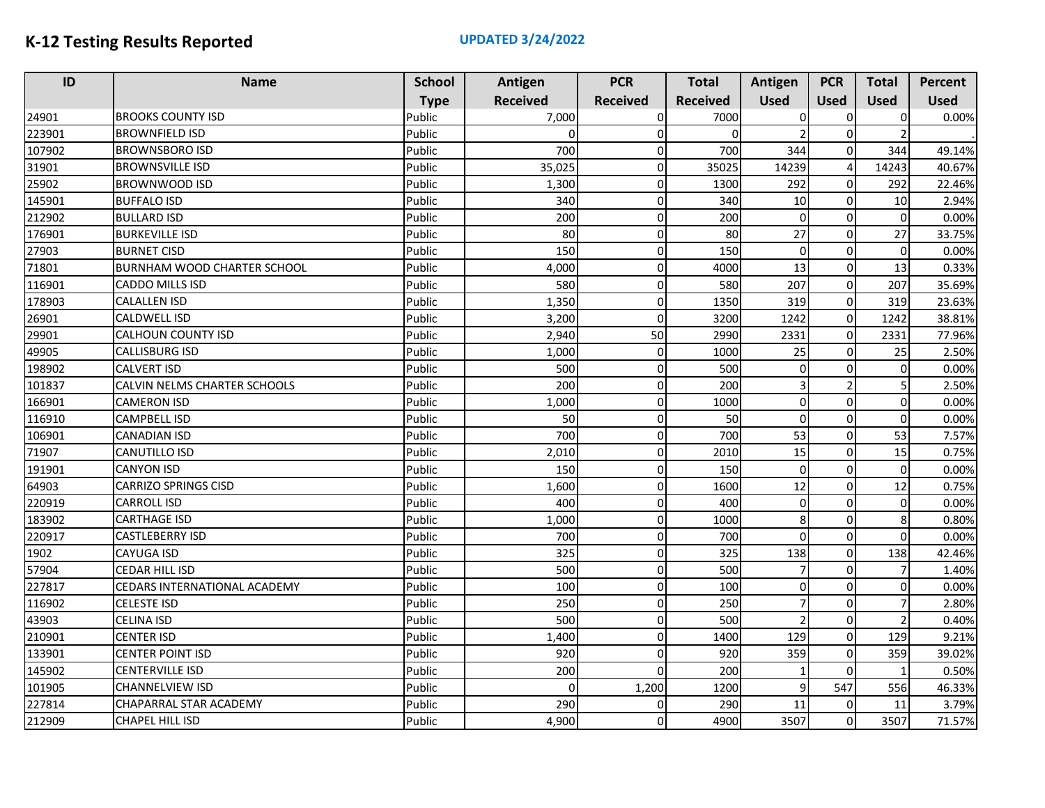# K-12 Testing Results Reported

**UPDATED 3/24/2022**

| ID | Name | School Type | Antigen Received | PCR Received | Total Received | Antigen Used | PCR Used | Total Used | Percent Used |
|---|---|---|---|---|---|---|---|---|---|
| 24901 | BROOKS COUNTY ISD | Public | 7,000 | 0 | 7000 | 0 | 0 | 0 | 0.00% |
| 223901 | BROWNFIELD ISD | Public | 0 | 0 | 0 | 2 | 0 | 2 | . |
| 107902 | BROWNSBORO ISD | Public | 700 | 0 | 700 | 344 | 0 | 344 | 49.14% |
| 31901 | BROWNSVILLE ISD | Public | 35,025 | 0 | 35025 | 14239 | 4 | 14243 | 40.67% |
| 25902 | BROWNWOOD ISD | Public | 1,300 | 0 | 1300 | 292 | 0 | 292 | 22.46% |
| 145901 | BUFFALO ISD | Public | 340 | 0 | 340 | 10 | 0 | 10 | 2.94% |
| 212902 | BULLARD ISD | Public | 200 | 0 | 200 | 0 | 0 | 0 | 0.00% |
| 176901 | BURKEVILLE ISD | Public | 80 | 0 | 80 | 27 | 0 | 27 | 33.75% |
| 27903 | BURNET CISD | Public | 150 | 0 | 150 | 0 | 0 | 0 | 0.00% |
| 71801 | BURNHAM WOOD CHARTER SCHOOL | Public | 4,000 | 0 | 4000 | 13 | 0 | 13 | 0.33% |
| 116901 | CADDO MILLS ISD | Public | 580 | 0 | 580 | 207 | 0 | 207 | 35.69% |
| 178903 | CALALLEN ISD | Public | 1,350 | 0 | 1350 | 319 | 0 | 319 | 23.63% |
| 26901 | CALDWELL ISD | Public | 3,200 | 0 | 3200 | 1242 | 0 | 1242 | 38.81% |
| 29901 | CALHOUN COUNTY ISD | Public | 2,940 | 50 | 2990 | 2331 | 0 | 2331 | 77.96% |
| 49905 | CALLISBURG ISD | Public | 1,000 | 0 | 1000 | 25 | 0 | 25 | 2.50% |
| 198902 | CALVERT ISD | Public | 500 | 0 | 500 | 0 | 0 | 0 | 0.00% |
| 101837 | CALVIN NELMS CHARTER SCHOOLS | Public | 200 | 0 | 200 | 3 | 2 | 5 | 2.50% |
| 166901 | CAMERON ISD | Public | 1,000 | 0 | 1000 | 0 | 0 | 0 | 0.00% |
| 116910 | CAMPBELL ISD | Public | 50 | 0 | 50 | 0 | 0 | 0 | 0.00% |
| 106901 | CANADIAN ISD | Public | 700 | 0 | 700 | 53 | 0 | 53 | 7.57% |
| 71907 | CANUTILLO ISD | Public | 2,010 | 0 | 2010 | 15 | 0 | 15 | 0.75% |
| 191901 | CANYON ISD | Public | 150 | 0 | 150 | 0 | 0 | 0 | 0.00% |
| 64903 | CARRIZO SPRINGS CISD | Public | 1,600 | 0 | 1600 | 12 | 0 | 12 | 0.75% |
| 220919 | CARROLL ISD | Public | 400 | 0 | 400 | 0 | 0 | 0 | 0.00% |
| 183902 | CARTHAGE ISD | Public | 1,000 | 0 | 1000 | 8 | 0 | 8 | 0.80% |
| 220917 | CASTLEBERRY ISD | Public | 700 | 0 | 700 | 0 | 0 | 0 | 0.00% |
| 1902 | CAYUGA ISD | Public | 325 | 0 | 325 | 138 | 0 | 138 | 42.46% |
| 57904 | CEDAR HILL ISD | Public | 500 | 0 | 500 | 7 | 0 | 7 | 1.40% |
| 227817 | CEDARS INTERNATIONAL ACADEMY | Public | 100 | 0 | 100 | 0 | 0 | 0 | 0.00% |
| 116902 | CELESTE ISD | Public | 250 | 0 | 250 | 7 | 0 | 7 | 2.80% |
| 43903 | CELINA ISD | Public | 500 | 0 | 500 | 2 | 0 | 2 | 0.40% |
| 210901 | CENTER ISD | Public | 1,400 | 0 | 1400 | 129 | 0 | 129 | 9.21% |
| 133901 | CENTER POINT ISD | Public | 920 | 0 | 920 | 359 | 0 | 359 | 39.02% |
| 145902 | CENTERVILLE ISD | Public | 200 | 0 | 200 | 1 | 0 | 1 | 0.50% |
| 101905 | CHANNELVIEW ISD | Public | 0 | 1,200 | 1200 | 9 | 547 | 556 | 46.33% |
| 227814 | CHAPARRAL STAR ACADEMY | Public | 290 | 0 | 290 | 11 | 0 | 11 | 3.79% |
| 212909 | CHAPEL HILL ISD | Public | 4,900 | 0 | 4900 | 3507 | 0 | 3507 | 71.57% |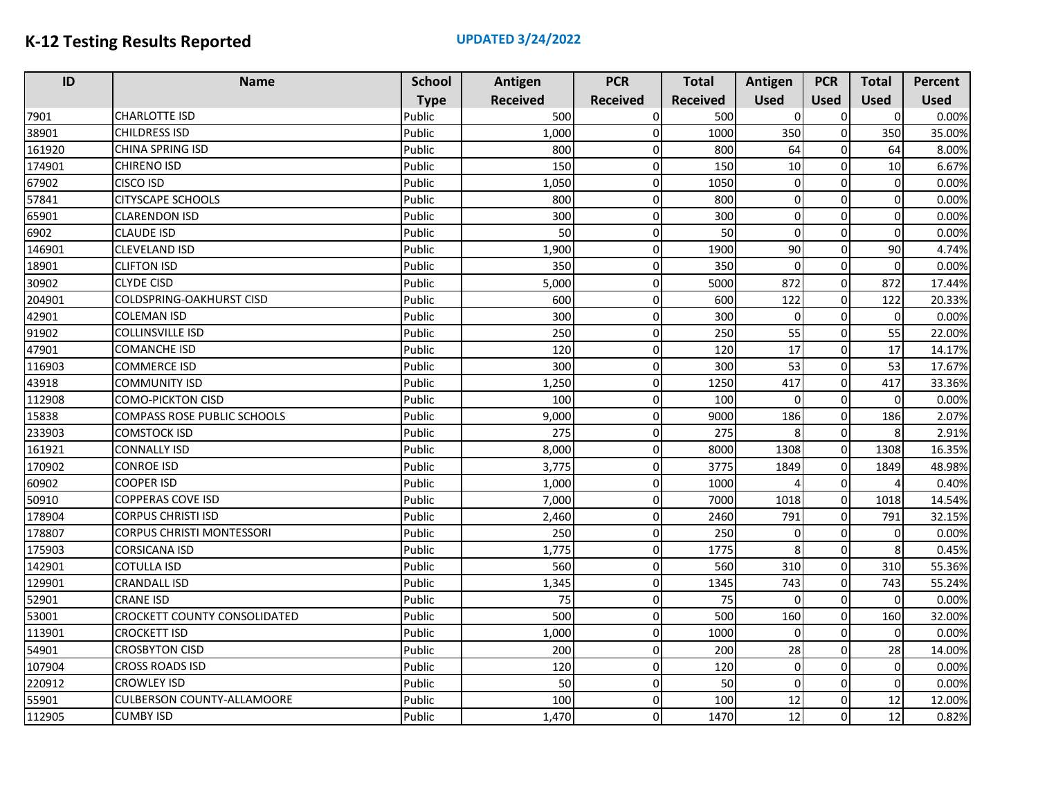# K-12 Testing Results Reported

**UPDATED 3/24/2022**

| ID | Name | School Type | Antigen Received | PCR Received | Total Received | Antigen Used | PCR Used | Total Used | Percent Used |
|---|---|---|---|---|---|---|---|---|---|
| 7901 | CHARLOTTE ISD | Public | 500 | 0 | 500 | 0 | 0 | 0 | 0.00% |
| 38901 | CHILDRESS ISD | Public | 1,000 | 0 | 1000 | 350 | 0 | 350 | 35.00% |
| 161920 | CHINA SPRING ISD | Public | 800 | 0 | 800 | 64 | 0 | 64 | 8.00% |
| 174901 | CHIRENO ISD | Public | 150 | 0 | 150 | 10 | 0 | 10 | 6.67% |
| 67902 | CISCO ISD | Public | 1,050 | 0 | 1050 | 0 | 0 | 0 | 0.00% |
| 57841 | CITYSCAPE SCHOOLS | Public | 800 | 0 | 800 | 0 | 0 | 0 | 0.00% |
| 65901 | CLARENDON ISD | Public | 300 | 0 | 300 | 0 | 0 | 0 | 0.00% |
| 6902 | CLAUDE ISD | Public | 50 | 0 | 50 | 0 | 0 | 0 | 0.00% |
| 146901 | CLEVELAND ISD | Public | 1,900 | 0 | 1900 | 90 | 0 | 90 | 4.74% |
| 18901 | CLIFTON ISD | Public | 350 | 0 | 350 | 0 | 0 | 0 | 0.00% |
| 30902 | CLYDE CISD | Public | 5,000 | 0 | 5000 | 872 | 0 | 872 | 17.44% |
| 204901 | COLDSPRING-OAKHURST CISD | Public | 600 | 0 | 600 | 122 | 0 | 122 | 20.33% |
| 42901 | COLEMAN ISD | Public | 300 | 0 | 300 | 0 | 0 | 0 | 0.00% |
| 91902 | COLLINSVILLE ISD | Public | 250 | 0 | 250 | 55 | 0 | 55 | 22.00% |
| 47901 | COMANCHE ISD | Public | 120 | 0 | 120 | 17 | 0 | 17 | 14.17% |
| 116903 | COMMERCE ISD | Public | 300 | 0 | 300 | 53 | 0 | 53 | 17.67% |
| 43918 | COMMUNITY ISD | Public | 1,250 | 0 | 1250 | 417 | 0 | 417 | 33.36% |
| 112908 | COMO-PICKTON CISD | Public | 100 | 0 | 100 | 0 | 0 | 0 | 0.00% |
| 15838 | COMPASS ROSE PUBLIC SCHOOLS | Public | 9,000 | 0 | 9000 | 186 | 0 | 186 | 2.07% |
| 233903 | COMSTOCK ISD | Public | 275 | 0 | 275 | 8 | 0 | 8 | 2.91% |
| 161921 | CONNALLY ISD | Public | 8,000 | 0 | 8000 | 1308 | 0 | 1308 | 16.35% |
| 170902 | CONROE ISD | Public | 3,775 | 0 | 3775 | 1849 | 0 | 1849 | 48.98% |
| 60902 | COOPER ISD | Public | 1,000 | 0 | 1000 | 4 | 0 | 4 | 0.40% |
| 50910 | COPPERAS COVE ISD | Public | 7,000 | 0 | 7000 | 1018 | 0 | 1018 | 14.54% |
| 178904 | CORPUS CHRISTI ISD | Public | 2,460 | 0 | 2460 | 791 | 0 | 791 | 32.15% |
| 178807 | CORPUS CHRISTI MONTESSORI | Public | 250 | 0 | 250 | 0 | 0 | 0 | 0.00% |
| 175903 | CORSICANA ISD | Public | 1,775 | 0 | 1775 | 8 | 0 | 8 | 0.45% |
| 142901 | COTULLA ISD | Public | 560 | 0 | 560 | 310 | 0 | 310 | 55.36% |
| 129901 | CRANDALL ISD | Public | 1,345 | 0 | 1345 | 743 | 0 | 743 | 55.24% |
| 52901 | CRANE ISD | Public | 75 | 0 | 75 | 0 | 0 | 0 | 0.00% |
| 53001 | CROCKETT COUNTY CONSOLIDATED | Public | 500 | 0 | 500 | 160 | 0 | 160 | 32.00% |
| 113901 | CROCKETT ISD | Public | 1,000 | 0 | 1000 | 0 | 0 | 0 | 0.00% |
| 54901 | CROSBYTON CISD | Public | 200 | 0 | 200 | 28 | 0 | 28 | 14.00% |
| 107904 | CROSS ROADS ISD | Public | 120 | 0 | 120 | 0 | 0 | 0 | 0.00% |
| 220912 | CROWLEY ISD | Public | 50 | 0 | 50 | 0 | 0 | 0 | 0.00% |
| 55901 | CULBERSON COUNTY-ALLAMOORE | Public | 100 | 0 | 100 | 12 | 0 | 12 | 12.00% |
| 112905 | CUMBY ISD | Public | 1,470 | 0 | 1470 | 12 | 0 | 12 | 0.82% |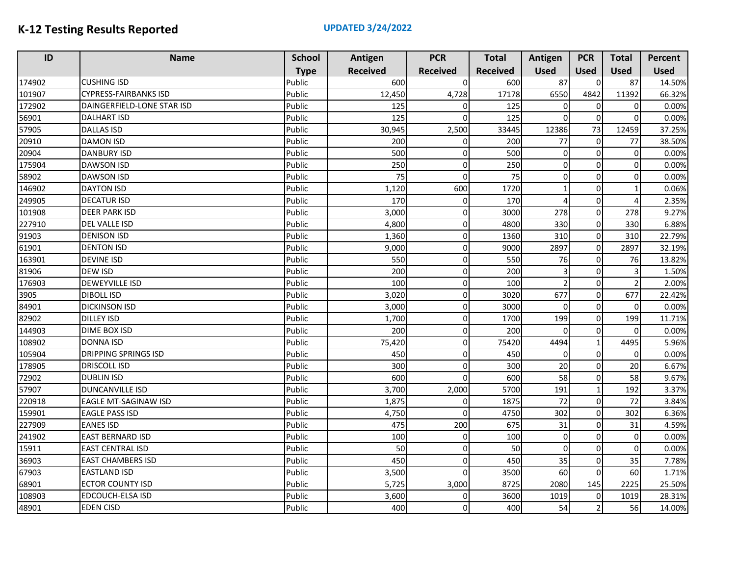# K-12 Testing Results Reported

**UPDATED 3/24/2022**

| ID | Name | School Type | Antigen Received | PCR Received | Total Received | Antigen Used | PCR Used | Total Used | Percent Used |
|---|---|---|---|---|---|---|---|---|---|
| 174902 | CUSHING ISD | Public | 600 | 0 | 600 | 87 | 0 | 87 | 14.50% |
| 101907 | CYPRESS-FAIRBANKS ISD | Public | 12,450 | 4,728 | 17178 | 6550 | 4842 | 11392 | 66.32% |
| 172902 | DAINGERFIELD-LONE STAR ISD | Public | 125 | 0 | 125 | 0 | 0 | 0 | 0.00% |
| 56901 | DALHART ISD | Public | 125 | 0 | 125 | 0 | 0 | 0 | 0.00% |
| 57905 | DALLAS ISD | Public | 30,945 | 2,500 | 33445 | 12386 | 73 | 12459 | 37.25% |
| 20910 | DAMON ISD | Public | 200 | 0 | 200 | 77 | 0 | 77 | 38.50% |
| 20904 | DANBURY ISD | Public | 500 | 0 | 500 | 0 | 0 | 0 | 0.00% |
| 175904 | DAWSON ISD | Public | 250 | 0 | 250 | 0 | 0 | 0 | 0.00% |
| 58902 | DAWSON ISD | Public | 75 | 0 | 75 | 0 | 0 | 0 | 0.00% |
| 146902 | DAYTON ISD | Public | 1,120 | 600 | 1720 | 1 | 0 | 1 | 0.06% |
| 249905 | DECATUR ISD | Public | 170 | 0 | 170 | 4 | 0 | 4 | 2.35% |
| 101908 | DEER PARK ISD | Public | 3,000 | 0 | 3000 | 278 | 0 | 278 | 9.27% |
| 227910 | DEL VALLE ISD | Public | 4,800 | 0 | 4800 | 330 | 0 | 330 | 6.88% |
| 91903 | DENISON ISD | Public | 1,360 | 0 | 1360 | 310 | 0 | 310 | 22.79% |
| 61901 | DENTON ISD | Public | 9,000 | 0 | 9000 | 2897 | 0 | 2897 | 32.19% |
| 163901 | DEVINE ISD | Public | 550 | 0 | 550 | 76 | 0 | 76 | 13.82% |
| 81906 | DEW ISD | Public | 200 | 0 | 200 | 3 | 0 | 3 | 1.50% |
| 176903 | DEWEYVILLE ISD | Public | 100 | 0 | 100 | 2 | 0 | 2 | 2.00% |
| 3905 | DIBOLL ISD | Public | 3,020 | 0 | 3020 | 677 | 0 | 677 | 22.42% |
| 84901 | DICKINSON ISD | Public | 3,000 | 0 | 3000 | 0 | 0 | 0 | 0.00% |
| 82902 | DILLEY ISD | Public | 1,700 | 0 | 1700 | 199 | 0 | 199 | 11.71% |
| 144903 | DIME BOX ISD | Public | 200 | 0 | 200 | 0 | 0 | 0 | 0.00% |
| 108902 | DONNA ISD | Public | 75,420 | 0 | 75420 | 4494 | 1 | 4495 | 5.96% |
| 105904 | DRIPPING SPRINGS ISD | Public | 450 | 0 | 450 | 0 | 0 | 0 | 0.00% |
| 178905 | DRISCOLL ISD | Public | 300 | 0 | 300 | 20 | 0 | 20 | 6.67% |
| 72902 | DUBLIN ISD | Public | 600 | 0 | 600 | 58 | 0 | 58 | 9.67% |
| 57907 | DUNCANVILLE ISD | Public | 3,700 | 2,000 | 5700 | 191 | 1 | 192 | 3.37% |
| 220918 | EAGLE MT-SAGINAW ISD | Public | 1,875 | 0 | 1875 | 72 | 0 | 72 | 3.84% |
| 159901 | EAGLE PASS ISD | Public | 4,750 | 0 | 4750 | 302 | 0 | 302 | 6.36% |
| 227909 | EANES ISD | Public | 475 | 200 | 675 | 31 | 0 | 31 | 4.59% |
| 241902 | EAST BERNARD ISD | Public | 100 | 0 | 100 | 0 | 0 | 0 | 0.00% |
| 15911 | EAST CENTRAL ISD | Public | 50 | 0 | 50 | 0 | 0 | 0 | 0.00% |
| 36903 | EAST CHAMBERS ISD | Public | 450 | 0 | 450 | 35 | 0 | 35 | 7.78% |
| 67903 | EASTLAND ISD | Public | 3,500 | 0 | 3500 | 60 | 0 | 60 | 1.71% |
| 68901 | ECTOR COUNTY ISD | Public | 5,725 | 3,000 | 8725 | 2080 | 145 | 2225 | 25.50% |
| 108903 | EDCOUCH-ELSA ISD | Public | 3,600 | 0 | 3600 | 1019 | 0 | 1019 | 28.31% |
| 48901 | EDEN CISD | Public | 400 | 0 | 400 | 54 | 2 | 56 | 14.00% |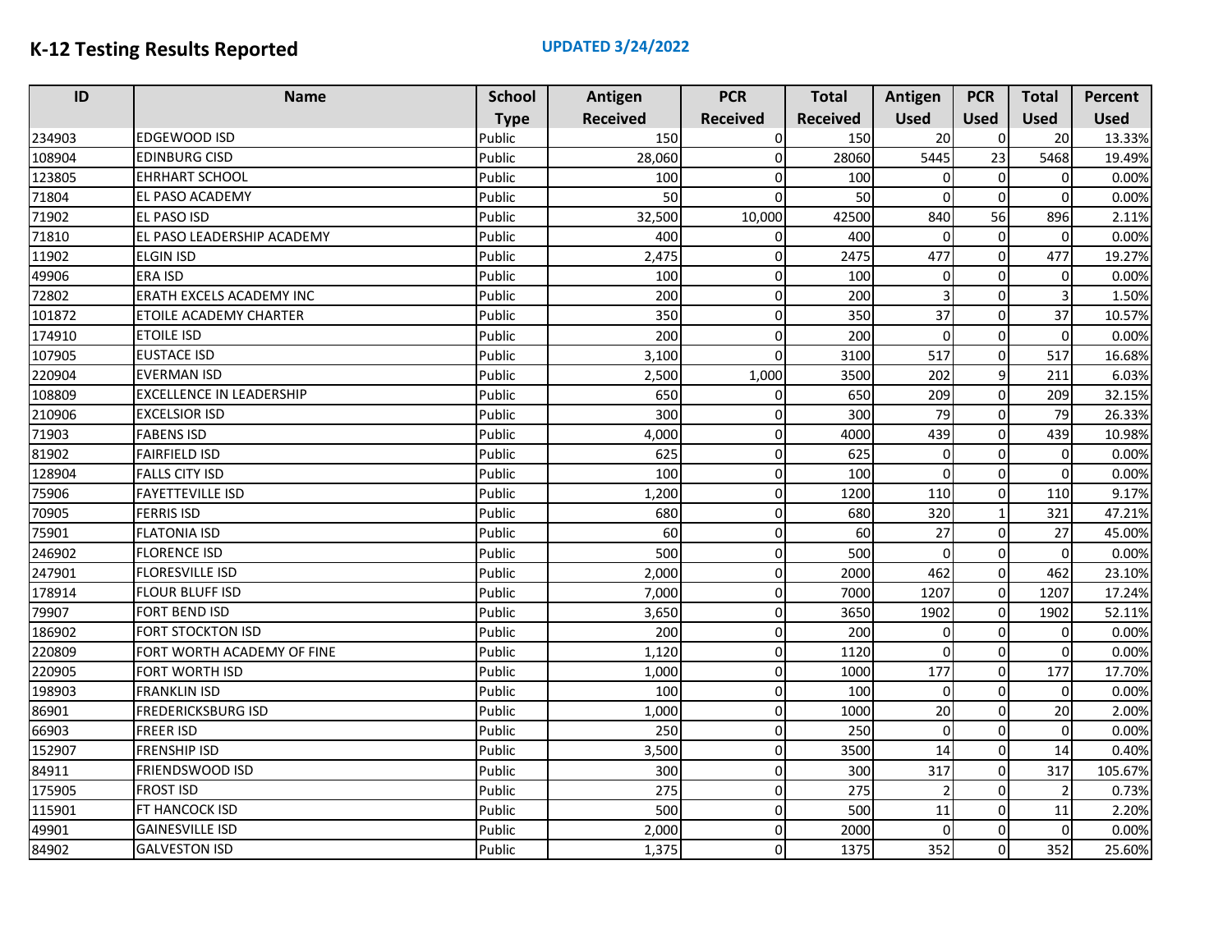# K-12 Testing Results Reported

**UPDATED 3/24/2022**

| ID | Name | School Type | Antigen Received | PCR Received | Total Received | Antigen Used | PCR Used | Total Used | Percent Used |
|---|---|---|---|---|---|---|---|---|---|
| 234903 | EDGEWOOD ISD | Public | 150 | 0 | 150 | 20 | 0 | 20 | 13.33% |
| 108904 | EDINBURG CISD | Public | 28,060 | 0 | 28060 | 5445 | 23 | 5468 | 19.49% |
| 123805 | EHRHART SCHOOL | Public | 100 | 0 | 100 | 0 | 0 | 0 | 0.00% |
| 71804 | EL PASO ACADEMY | Public | 50 | 0 | 50 | 0 | 0 | 0 | 0.00% |
| 71902 | EL PASO ISD | Public | 32,500 | 10,000 | 42500 | 840 | 56 | 896 | 2.11% |
| 71810 | EL PASO LEADERSHIP ACADEMY | Public | 400 | 0 | 400 | 0 | 0 | 0 | 0.00% |
| 11902 | ELGIN ISD | Public | 2,475 | 0 | 2475 | 477 | 0 | 477 | 19.27% |
| 49906 | ERA ISD | Public | 100 | 0 | 100 | 0 | 0 | 0 | 0.00% |
| 72802 | ERATH EXCELS ACADEMY INC | Public | 200 | 0 | 200 | 3 | 0 | 3 | 1.50% |
| 101872 | ETOILE ACADEMY CHARTER | Public | 350 | 0 | 350 | 37 | 0 | 37 | 10.57% |
| 174910 | ETOILE ISD | Public | 200 | 0 | 200 | 0 | 0 | 0 | 0.00% |
| 107905 | EUSTACE ISD | Public | 3,100 | 0 | 3100 | 517 | 0 | 517 | 16.68% |
| 220904 | EVERMAN ISD | Public | 2,500 | 1,000 | 3500 | 202 | 9 | 211 | 6.03% |
| 108809 | EXCELLENCE IN LEADERSHIP | Public | 650 | 0 | 650 | 209 | 0 | 209 | 32.15% |
| 210906 | EXCELSIOR ISD | Public | 300 | 0 | 300 | 79 | 0 | 79 | 26.33% |
| 71903 | FABENS ISD | Public | 4,000 | 0 | 4000 | 439 | 0 | 439 | 10.98% |
| 81902 | FAIRFIELD ISD | Public | 625 | 0 | 625 | 0 | 0 | 0 | 0.00% |
| 128904 | FALLS CITY ISD | Public | 100 | 0 | 100 | 0 | 0 | 0 | 0.00% |
| 75906 | FAYETTEVILLE ISD | Public | 1,200 | 0 | 1200 | 110 | 0 | 110 | 9.17% |
| 70905 | FERRIS ISD | Public | 680 | 0 | 680 | 320 | 1 | 321 | 47.21% |
| 75901 | FLATONIA ISD | Public | 60 | 0 | 60 | 27 | 0 | 27 | 45.00% |
| 246902 | FLORENCE ISD | Public | 500 | 0 | 500 | 0 | 0 | 0 | 0.00% |
| 247901 | FLORESVILLE ISD | Public | 2,000 | 0 | 2000 | 462 | 0 | 462 | 23.10% |
| 178914 | FLOUR BLUFF ISD | Public | 7,000 | 0 | 7000 | 1207 | 0 | 1207 | 17.24% |
| 79907 | FORT BEND ISD | Public | 3,650 | 0 | 3650 | 1902 | 0 | 1902 | 52.11% |
| 186902 | FORT STOCKTON ISD | Public | 200 | 0 | 200 | 0 | 0 | 0 | 0.00% |
| 220809 | FORT WORTH ACADEMY OF FINE | Public | 1,120 | 0 | 1120 | 0 | 0 | 0 | 0.00% |
| 220905 | FORT WORTH ISD | Public | 1,000 | 0 | 1000 | 177 | 0 | 177 | 17.70% |
| 198903 | FRANKLIN ISD | Public | 100 | 0 | 100 | 0 | 0 | 0 | 0.00% |
| 86901 | FREDERICKSBURG ISD | Public | 1,000 | 0 | 1000 | 20 | 0 | 20 | 2.00% |
| 66903 | FREER ISD | Public | 250 | 0 | 250 | 0 | 0 | 0 | 0.00% |
| 152907 | FRENSHIP ISD | Public | 3,500 | 0 | 3500 | 14 | 0 | 14 | 0.40% |
| 84911 | FRIENDSWOOD ISD | Public | 300 | 0 | 300 | 317 | 0 | 317 | 105.67% |
| 175905 | FROST ISD | Public | 275 | 0 | 275 | 2 | 0 | 2 | 0.73% |
| 115901 | FT HANCOCK ISD | Public | 500 | 0 | 500 | 11 | 0 | 11 | 2.20% |
| 49901 | GAINESVILLE ISD | Public | 2,000 | 0 | 2000 | 0 | 0 | 0 | 0.00% |
| 84902 | GALVESTON ISD | Public | 1,375 | 0 | 1375 | 352 | 0 | 352 | 25.60% |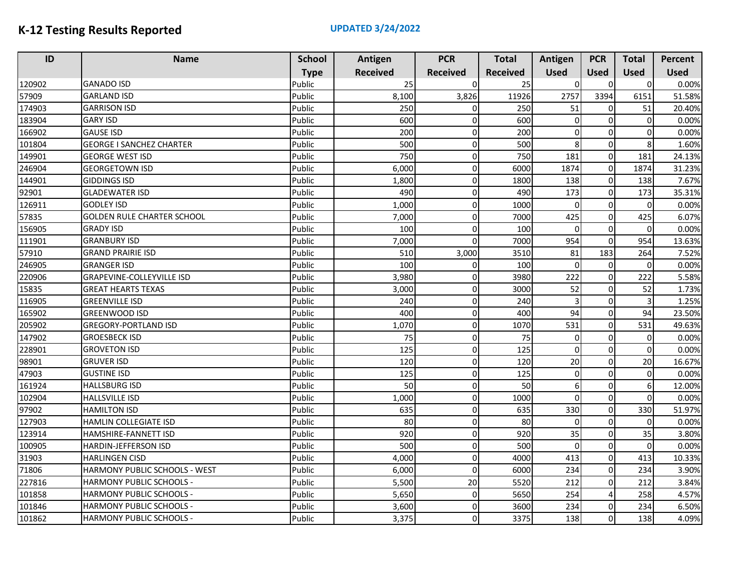# K-12 Testing Results Reported

**UPDATED 3/24/2022**

| ID | Name | School Type | Antigen Received | PCR Received | Total Received | Antigen Used | PCR Used | Total Used | Percent Used |
|---|---|---|---|---|---|---|---|---|---|
| 120902 | GANADO ISD | Public | 25 | 0 | 25 | 0 | 0 | 0 | 0.00% |
| 57909 | GARLAND ISD | Public | 8,100 | 3,826 | 11926 | 2757 | 3394 | 6151 | 51.58% |
| 174903 | GARRISON ISD | Public | 250 | 0 | 250 | 51 | 0 | 51 | 20.40% |
| 183904 | GARY ISD | Public | 600 | 0 | 600 | 0 | 0 | 0 | 0.00% |
| 166902 | GAUSE ISD | Public | 200 | 0 | 200 | 0 | 0 | 0 | 0.00% |
| 101804 | GEORGE I SANCHEZ CHARTER | Public | 500 | 0 | 500 | 8 | 0 | 8 | 1.60% |
| 149901 | GEORGE WEST ISD | Public | 750 | 0 | 750 | 181 | 0 | 181 | 24.13% |
| 246904 | GEORGETOWN ISD | Public | 6,000 | 0 | 6000 | 1874 | 0 | 1874 | 31.23% |
| 144901 | GIDDINGS ISD | Public | 1,800 | 0 | 1800 | 138 | 0 | 138 | 7.67% |
| 92901 | GLADEWATER ISD | Public | 490 | 0 | 490 | 173 | 0 | 173 | 35.31% |
| 126911 | GODLEY ISD | Public | 1,000 | 0 | 1000 | 0 | 0 | 0 | 0.00% |
| 57835 | GOLDEN RULE CHARTER SCHOOL | Public | 7,000 | 0 | 7000 | 425 | 0 | 425 | 6.07% |
| 156905 | GRADY ISD | Public | 100 | 0 | 100 | 0 | 0 | 0 | 0.00% |
| 111901 | GRANBURY ISD | Public | 7,000 | 0 | 7000 | 954 | 0 | 954 | 13.63% |
| 57910 | GRAND PRAIRIE ISD | Public | 510 | 3,000 | 3510 | 81 | 183 | 264 | 7.52% |
| 246905 | GRANGER ISD | Public | 100 | 0 | 100 | 0 | 0 | 0 | 0.00% |
| 220906 | GRAPEVINE-COLLEYVILLE ISD | Public | 3,980 | 0 | 3980 | 222 | 0 | 222 | 5.58% |
| 15835 | GREAT HEARTS TEXAS | Public | 3,000 | 0 | 3000 | 52 | 0 | 52 | 1.73% |
| 116905 | GREENVILLE ISD | Public | 240 | 0 | 240 | 3 | 0 | 3 | 1.25% |
| 165902 | GREENWOOD ISD | Public | 400 | 0 | 400 | 94 | 0 | 94 | 23.50% |
| 205902 | GREGORY-PORTLAND ISD | Public | 1,070 | 0 | 1070 | 531 | 0 | 531 | 49.63% |
| 147902 | GROESBECK ISD | Public | 75 | 0 | 75 | 0 | 0 | 0 | 0.00% |
| 228901 | GROVETON ISD | Public | 125 | 0 | 125 | 0 | 0 | 0 | 0.00% |
| 98901 | GRUVER ISD | Public | 120 | 0 | 120 | 20 | 0 | 20 | 16.67% |
| 47903 | GUSTINE ISD | Public | 125 | 0 | 125 | 0 | 0 | 0 | 0.00% |
| 161924 | HALLSBURG ISD | Public | 50 | 0 | 50 | 6 | 0 | 6 | 12.00% |
| 102904 | HALLSVILLE ISD | Public | 1,000 | 0 | 1000 | 0 | 0 | 0 | 0.00% |
| 97902 | HAMILTON ISD | Public | 635 | 0 | 635 | 330 | 0 | 330 | 51.97% |
| 127903 | HAMLIN COLLEGIATE ISD | Public | 80 | 0 | 80 | 0 | 0 | 0 | 0.00% |
| 123914 | HAMSHIRE-FANNETT ISD | Public | 920 | 0 | 920 | 35 | 0 | 35 | 3.80% |
| 100905 | HARDIN-JEFFERSON ISD | Public | 500 | 0 | 500 | 0 | 0 | 0 | 0.00% |
| 31903 | HARLINGEN CISD | Public | 4,000 | 0 | 4000 | 413 | 0 | 413 | 10.33% |
| 71806 | HARMONY PUBLIC SCHOOLS - WEST | Public | 6,000 | 0 | 6000 | 234 | 0 | 234 | 3.90% |
| 227816 | HARMONY PUBLIC SCHOOLS - | Public | 5,500 | 20 | 5520 | 212 | 0 | 212 | 3.84% |
| 101858 | HARMONY PUBLIC SCHOOLS - | Public | 5,650 | 0 | 5650 | 254 | 4 | 258 | 4.57% |
| 101846 | HARMONY PUBLIC SCHOOLS - | Public | 3,600 | 0 | 3600 | 234 | 0 | 234 | 6.50% |
| 101862 | HARMONY PUBLIC SCHOOLS - | Public | 3,375 | 0 | 3375 | 138 | 0 | 138 | 4.09% |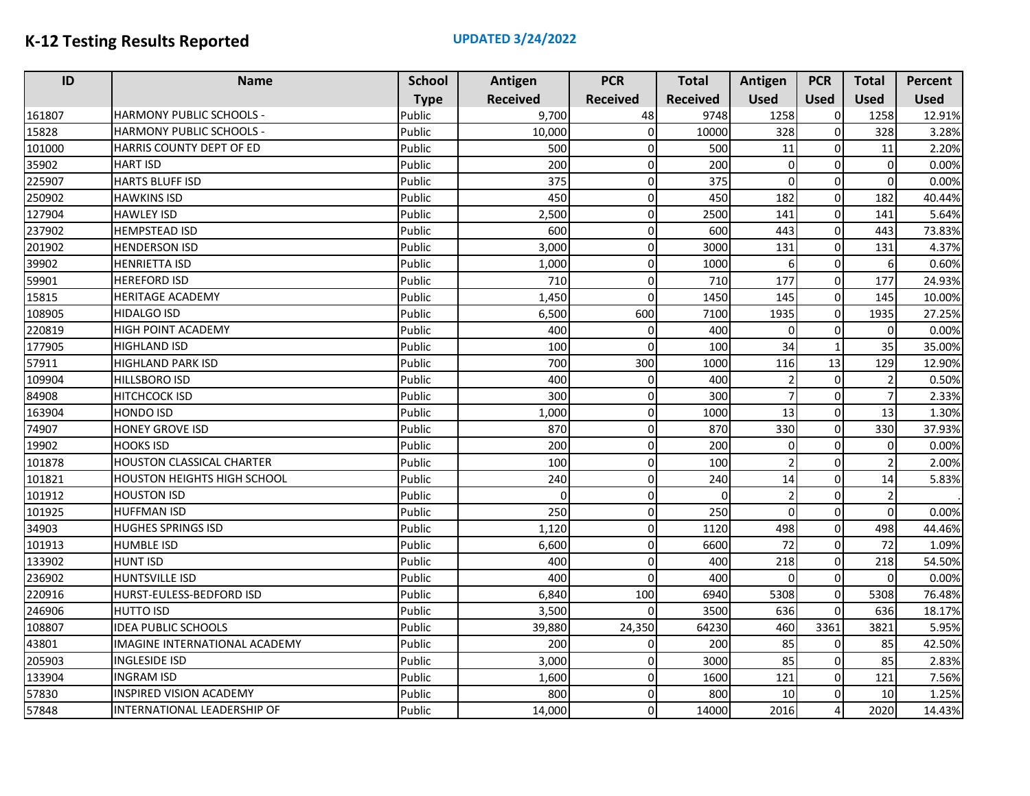# K-12 Testing Results Reported

**UPDATED 3/24/2022**

| ID | Name | School Type | Antigen Received | PCR Received | Total Received | Antigen Used | PCR Used | Total Used | Percent Used |
|---|---|---|---|---|---|---|---|---|---|
| 161807 | HARMONY PUBLIC SCHOOLS - | Public | 9,700 | 48 | 9748 | 1258 | 0 | 1258 | 12.91% |
| 15828 | HARMONY PUBLIC SCHOOLS - | Public | 10,000 | 0 | 10000 | 328 | 0 | 328 | 3.28% |
| 101000 | HARRIS COUNTY DEPT OF ED | Public | 500 | 0 | 500 | 11 | 0 | 11 | 2.20% |
| 35902 | HART ISD | Public | 200 | 0 | 200 | 0 | 0 | 0 | 0.00% |
| 225907 | HARTS BLUFF ISD | Public | 375 | 0 | 375 | 0 | 0 | 0 | 0.00% |
| 250902 | HAWKINS ISD | Public | 450 | 0 | 450 | 182 | 0 | 182 | 40.44% |
| 127904 | HAWLEY ISD | Public | 2,500 | 0 | 2500 | 141 | 0 | 141 | 5.64% |
| 237902 | HEMPSTEAD ISD | Public | 600 | 0 | 600 | 443 | 0 | 443 | 73.83% |
| 201902 | HENDERSON ISD | Public | 3,000 | 0 | 3000 | 131 | 0 | 131 | 4.37% |
| 39902 | HENRIETTA ISD | Public | 1,000 | 0 | 1000 | 6 | 0 | 6 | 0.60% |
| 59901 | HEREFORD ISD | Public | 710 | 0 | 710 | 177 | 0 | 177 | 24.93% |
| 15815 | HERITAGE ACADEMY | Public | 1,450 | 0 | 1450 | 145 | 0 | 145 | 10.00% |
| 108905 | HIDALGO ISD | Public | 6,500 | 600 | 7100 | 1935 | 0 | 1935 | 27.25% |
| 220819 | HIGH POINT ACADEMY | Public | 400 | 0 | 400 | 0 | 0 | 0 | 0.00% |
| 177905 | HIGHLAND ISD | Public | 100 | 0 | 100 | 34 | 1 | 35 | 35.00% |
| 57911 | HIGHLAND PARK ISD | Public | 700 | 300 | 1000 | 116 | 13 | 129 | 12.90% |
| 109904 | HILLSBORO ISD | Public | 400 | 0 | 400 | 2 | 0 | 2 | 0.50% |
| 84908 | HITCHCOCK ISD | Public | 300 | 0 | 300 | 7 | 0 | 7 | 2.33% |
| 163904 | HONDO ISD | Public | 1,000 | 0 | 1000 | 13 | 0 | 13 | 1.30% |
| 74907 | HONEY GROVE ISD | Public | 870 | 0 | 870 | 330 | 0 | 330 | 37.93% |
| 19902 | HOOKS ISD | Public | 200 | 0 | 200 | 0 | 0 | 0 | 0.00% |
| 101878 | HOUSTON CLASSICAL CHARTER | Public | 100 | 0 | 100 | 2 | 0 | 2 | 2.00% |
| 101821 | HOUSTON HEIGHTS HIGH SCHOOL | Public | 240 | 0 | 240 | 14 | 0 | 14 | 5.83% |
| 101912 | HOUSTON ISD | Public | 0 | 0 | 0 | 2 | 0 | 2 | . |
| 101925 | HUFFMAN ISD | Public | 250 | 0 | 250 | 0 | 0 | 0 | 0.00% |
| 34903 | HUGHES SPRINGS ISD | Public | 1,120 | 0 | 1120 | 498 | 0 | 498 | 44.46% |
| 101913 | HUMBLE ISD | Public | 6,600 | 0 | 6600 | 72 | 0 | 72 | 1.09% |
| 133902 | HUNT ISD | Public | 400 | 0 | 400 | 218 | 0 | 218 | 54.50% |
| 236902 | HUNTSVILLE ISD | Public | 400 | 0 | 400 | 0 | 0 | 0 | 0.00% |
| 220916 | HURST-EULESS-BEDFORD ISD | Public | 6,840 | 100 | 6940 | 5308 | 0 | 5308 | 76.48% |
| 246906 | HUTTO ISD | Public | 3,500 | 0 | 3500 | 636 | 0 | 636 | 18.17% |
| 108807 | IDEA PUBLIC SCHOOLS | Public | 39,880 | 24,350 | 64230 | 460 | 3361 | 3821 | 5.95% |
| 43801 | IMAGINE INTERNATIONAL ACADEMY | Public | 200 | 0 | 200 | 85 | 0 | 85 | 42.50% |
| 205903 | INGLESIDE ISD | Public | 3,000 | 0 | 3000 | 85 | 0 | 85 | 2.83% |
| 133904 | INGRAM ISD | Public | 1,600 | 0 | 1600 | 121 | 0 | 121 | 7.56% |
| 57830 | INSPIRED VISION ACADEMY | Public | 800 | 0 | 800 | 10 | 0 | 10 | 1.25% |
| 57848 | INTERNATIONAL LEADERSHIP OF | Public | 14,000 | 0 | 14000 | 2016 | 4 | 2020 | 14.43% |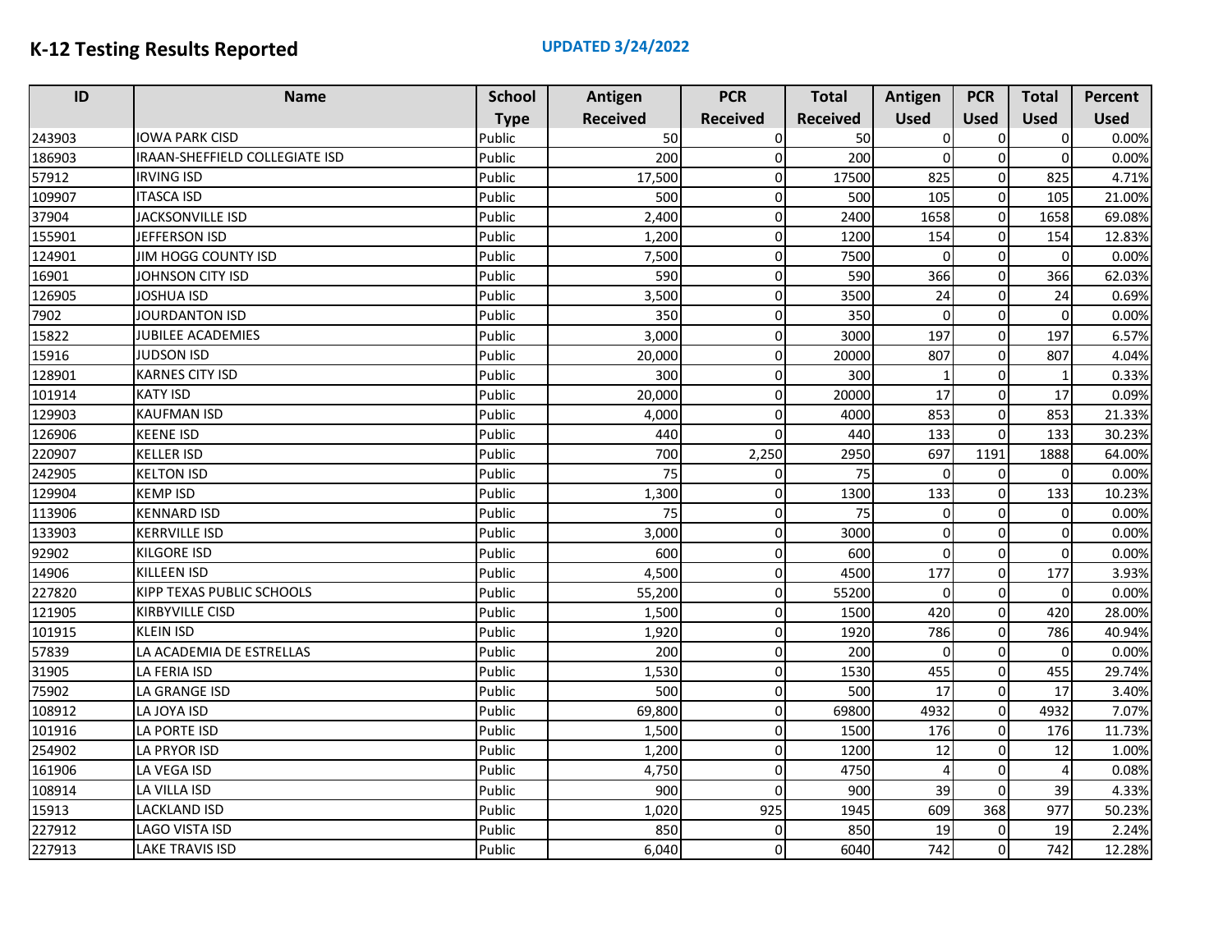# K-12 Testing Results Reported

**UPDATED 3/24/2022**

| ID | Name | School Type | Antigen Received | PCR Received | Total Received | Antigen Used | PCR Used | Total Used | Percent Used |
|---|---|---|---|---|---|---|---|---|---|
| 243903 | IOWA PARK CISD | Public | 50 | 0 | 50 | 0 | 0 | 0 | 0.00% |
| 186903 | IRAAN-SHEFFIELD COLLEGIATE ISD | Public | 200 | 0 | 200 | 0 | 0 | 0 | 0.00% |
| 57912 | IRVING ISD | Public | 17,500 | 0 | 17500 | 825 | 0 | 825 | 4.71% |
| 109907 | ITASCA ISD | Public | 500 | 0 | 500 | 105 | 0 | 105 | 21.00% |
| 37904 | JACKSONVILLE ISD | Public | 2,400 | 0 | 2400 | 1658 | 0 | 1658 | 69.08% |
| 155901 | JEFFERSON ISD | Public | 1,200 | 0 | 1200 | 154 | 0 | 154 | 12.83% |
| 124901 | JIM HOGG COUNTY ISD | Public | 7,500 | 0 | 7500 | 0 | 0 | 0 | 0.00% |
| 16901 | JOHNSON CITY ISD | Public | 590 | 0 | 590 | 366 | 0 | 366 | 62.03% |
| 126905 | JOSHUA ISD | Public | 3,500 | 0 | 3500 | 24 | 0 | 24 | 0.69% |
| 7902 | JOURDANTON ISD | Public | 350 | 0 | 350 | 0 | 0 | 0 | 0.00% |
| 15822 | JUBILEE ACADEMIES | Public | 3,000 | 0 | 3000 | 197 | 0 | 197 | 6.57% |
| 15916 | JUDSON ISD | Public | 20,000 | 0 | 20000 | 807 | 0 | 807 | 4.04% |
| 128901 | KARNES CITY ISD | Public | 300 | 0 | 300 | 1 | 0 | 1 | 0.33% |
| 101914 | KATY ISD | Public | 20,000 | 0 | 20000 | 17 | 0 | 17 | 0.09% |
| 129903 | KAUFMAN ISD | Public | 4,000 | 0 | 4000 | 853 | 0 | 853 | 21.33% |
| 126906 | KEENE ISD | Public | 440 | 0 | 440 | 133 | 0 | 133 | 30.23% |
| 220907 | KELLER ISD | Public | 700 | 2,250 | 2950 | 697 | 1191 | 1888 | 64.00% |
| 242905 | KELTON ISD | Public | 75 | 0 | 75 | 0 | 0 | 0 | 0.00% |
| 129904 | KEMP ISD | Public | 1,300 | 0 | 1300 | 133 | 0 | 133 | 10.23% |
| 113906 | KENNARD ISD | Public | 75 | 0 | 75 | 0 | 0 | 0 | 0.00% |
| 133903 | KERRVILLE ISD | Public | 3,000 | 0 | 3000 | 0 | 0 | 0 | 0.00% |
| 92902 | KILGORE ISD | Public | 600 | 0 | 600 | 0 | 0 | 0 | 0.00% |
| 14906 | KILLEEN ISD | Public | 4,500 | 0 | 4500 | 177 | 0 | 177 | 3.93% |
| 227820 | KIPP TEXAS PUBLIC SCHOOLS | Public | 55,200 | 0 | 55200 | 0 | 0 | 0 | 0.00% |
| 121905 | KIRBYVILLE CISD | Public | 1,500 | 0 | 1500 | 420 | 0 | 420 | 28.00% |
| 101915 | KLEIN ISD | Public | 1,920 | 0 | 1920 | 786 | 0 | 786 | 40.94% |
| 57839 | LA ACADEMIA DE ESTRELLAS | Public | 200 | 0 | 200 | 0 | 0 | 0 | 0.00% |
| 31905 | LA FERIA ISD | Public | 1,530 | 0 | 1530 | 455 | 0 | 455 | 29.74% |
| 75902 | LA GRANGE ISD | Public | 500 | 0 | 500 | 17 | 0 | 17 | 3.40% |
| 108912 | LA JOYA ISD | Public | 69,800 | 0 | 69800 | 4932 | 0 | 4932 | 7.07% |
| 101916 | LA PORTE ISD | Public | 1,500 | 0 | 1500 | 176 | 0 | 176 | 11.73% |
| 254902 | LA PRYOR ISD | Public | 1,200 | 0 | 1200 | 12 | 0 | 12 | 1.00% |
| 161906 | LA VEGA ISD | Public | 4,750 | 0 | 4750 | 4 | 0 | 4 | 0.08% |
| 108914 | LA VILLA ISD | Public | 900 | 0 | 900 | 39 | 0 | 39 | 4.33% |
| 15913 | LACKLAND ISD | Public | 1,020 | 925 | 1945 | 609 | 368 | 977 | 50.23% |
| 227912 | LAGO VISTA ISD | Public | 850 | 0 | 850 | 19 | 0 | 19 | 2.24% |
| 227913 | LAKE TRAVIS ISD | Public | 6,040 | 0 | 6040 | 742 | 0 | 742 | 12.28% |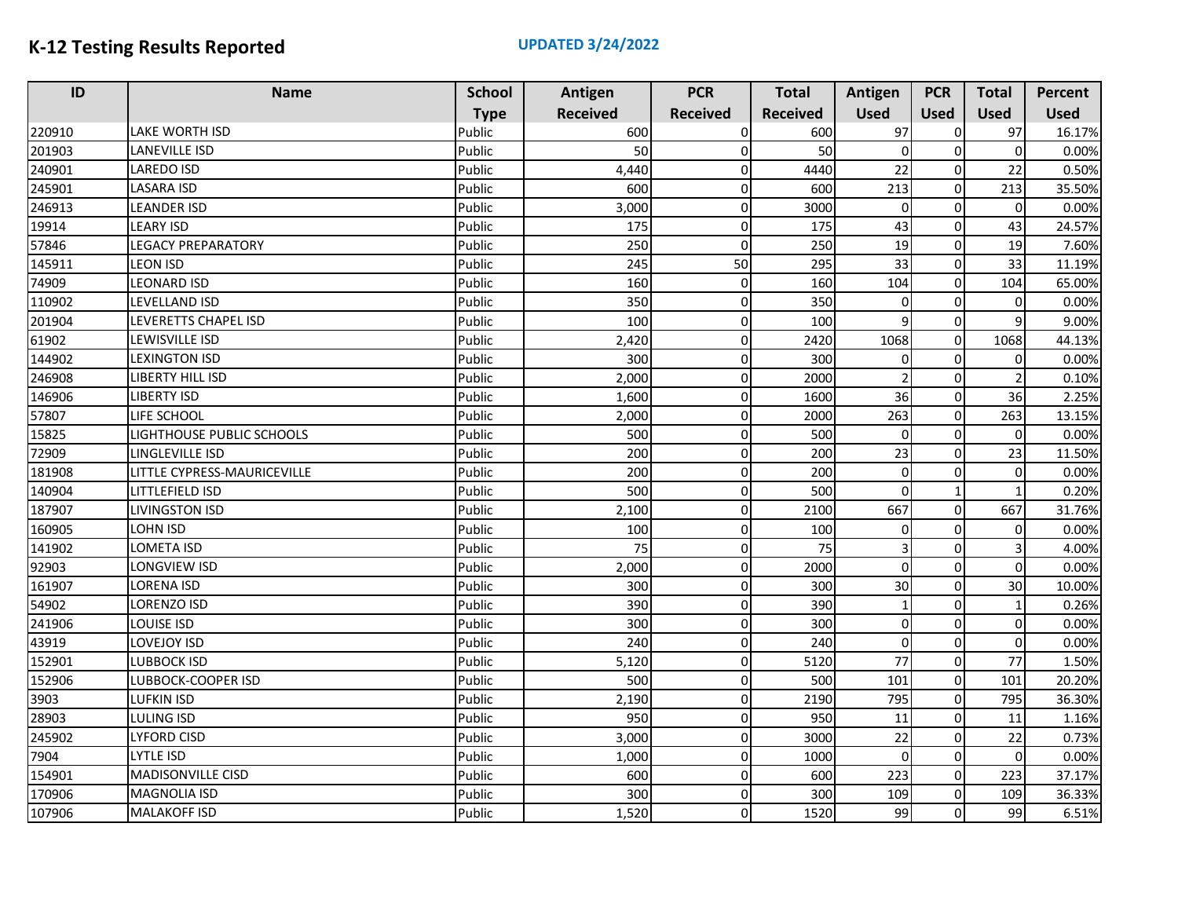# K-12 Testing Results Reported

**UPDATED 3/24/2022**

| ID | Name | School Type | Antigen Received | PCR Received | Total Received | Antigen Used | PCR Used | Total Used | Percent Used |
|---|---|---|---|---|---|---|---|---|---|
| 220910 | LAKE WORTH ISD | Public | 600 | 0 | 600 | 97 | 0 | 97 | 16.17% |
| 201903 | LANEVILLE ISD | Public | 50 | 0 | 50 | 0 | 0 | 0 | 0.00% |
| 240901 | LAREDO ISD | Public | 4,440 | 0 | 4440 | 22 | 0 | 22 | 0.50% |
| 245901 | LASARA ISD | Public | 600 | 0 | 600 | 213 | 0 | 213 | 35.50% |
| 246913 | LEANDER ISD | Public | 3,000 | 0 | 3000 | 0 | 0 | 0 | 0.00% |
| 19914 | LEARY ISD | Public | 175 | 0 | 175 | 43 | 0 | 43 | 24.57% |
| 57846 | LEGACY PREPARATORY | Public | 250 | 0 | 250 | 19 | 0 | 19 | 7.60% |
| 145911 | LEON ISD | Public | 245 | 50 | 295 | 33 | 0 | 33 | 11.19% |
| 74909 | LEONARD ISD | Public | 160 | 0 | 160 | 104 | 0 | 104 | 65.00% |
| 110902 | LEVELLAND ISD | Public | 350 | 0 | 350 | 0 | 0 | 0 | 0.00% |
| 201904 | LEVERETTS CHAPEL ISD | Public | 100 | 0 | 100 | 9 | 0 | 9 | 9.00% |
| 61902 | LEWISVILLE ISD | Public | 2,420 | 0 | 2420 | 1068 | 0 | 1068 | 44.13% |
| 144902 | LEXINGTON ISD | Public | 300 | 0 | 300 | 0 | 0 | 0 | 0.00% |
| 246908 | LIBERTY HILL ISD | Public | 2,000 | 0 | 2000 | 2 | 0 | 2 | 0.10% |
| 146906 | LIBERTY ISD | Public | 1,600 | 0 | 1600 | 36 | 0 | 36 | 2.25% |
| 57807 | LIFE SCHOOL | Public | 2,000 | 0 | 2000 | 263 | 0 | 263 | 13.15% |
| 15825 | LIGHTHOUSE PUBLIC SCHOOLS | Public | 500 | 0 | 500 | 0 | 0 | 0 | 0.00% |
| 72909 | LINGLEVILLE ISD | Public | 200 | 0 | 200 | 23 | 0 | 23 | 11.50% |
| 181908 | LITTLE CYPRESS-MAURICEVILLE | Public | 200 | 0 | 200 | 0 | 0 | 0 | 0.00% |
| 140904 | LITTLEFIELD ISD | Public | 500 | 0 | 500 | 0 | 1 | 1 | 0.20% |
| 187907 | LIVINGSTON ISD | Public | 2,100 | 0 | 2100 | 667 | 0 | 667 | 31.76% |
| 160905 | LOHN ISD | Public | 100 | 0 | 100 | 0 | 0 | 0 | 0.00% |
| 141902 | LOMETA ISD | Public | 75 | 0 | 75 | 3 | 0 | 3 | 4.00% |
| 92903 | LONGVIEW ISD | Public | 2,000 | 0 | 2000 | 0 | 0 | 0 | 0.00% |
| 161907 | LORENA ISD | Public | 300 | 0 | 300 | 30 | 0 | 30 | 10.00% |
| 54902 | LORENZO ISD | Public | 390 | 0 | 390 | 1 | 0 | 1 | 0.26% |
| 241906 | LOUISE ISD | Public | 300 | 0 | 300 | 0 | 0 | 0 | 0.00% |
| 43919 | LOVEJOY ISD | Public | 240 | 0 | 240 | 0 | 0 | 0 | 0.00% |
| 152901 | LUBBOCK ISD | Public | 5,120 | 0 | 5120 | 77 | 0 | 77 | 1.50% |
| 152906 | LUBBOCK-COOPER ISD | Public | 500 | 0 | 500 | 101 | 0 | 101 | 20.20% |
| 3903 | LUFKIN ISD | Public | 2,190 | 0 | 2190 | 795 | 0 | 795 | 36.30% |
| 28903 | LULING ISD | Public | 950 | 0 | 950 | 11 | 0 | 11 | 1.16% |
| 245902 | LYFORD CISD | Public | 3,000 | 0 | 3000 | 22 | 0 | 22 | 0.73% |
| 7904 | LYTLE ISD | Public | 1,000 | 0 | 1000 | 0 | 0 | 0 | 0.00% |
| 154901 | MADISONVILLE CISD | Public | 600 | 0 | 600 | 223 | 0 | 223 | 37.17% |
| 170906 | MAGNOLIA ISD | Public | 300 | 0 | 300 | 109 | 0 | 109 | 36.33% |
| 107906 | MALAKOFF ISD | Public | 1,520 | 0 | 1520 | 99 | 0 | 99 | 6.51% |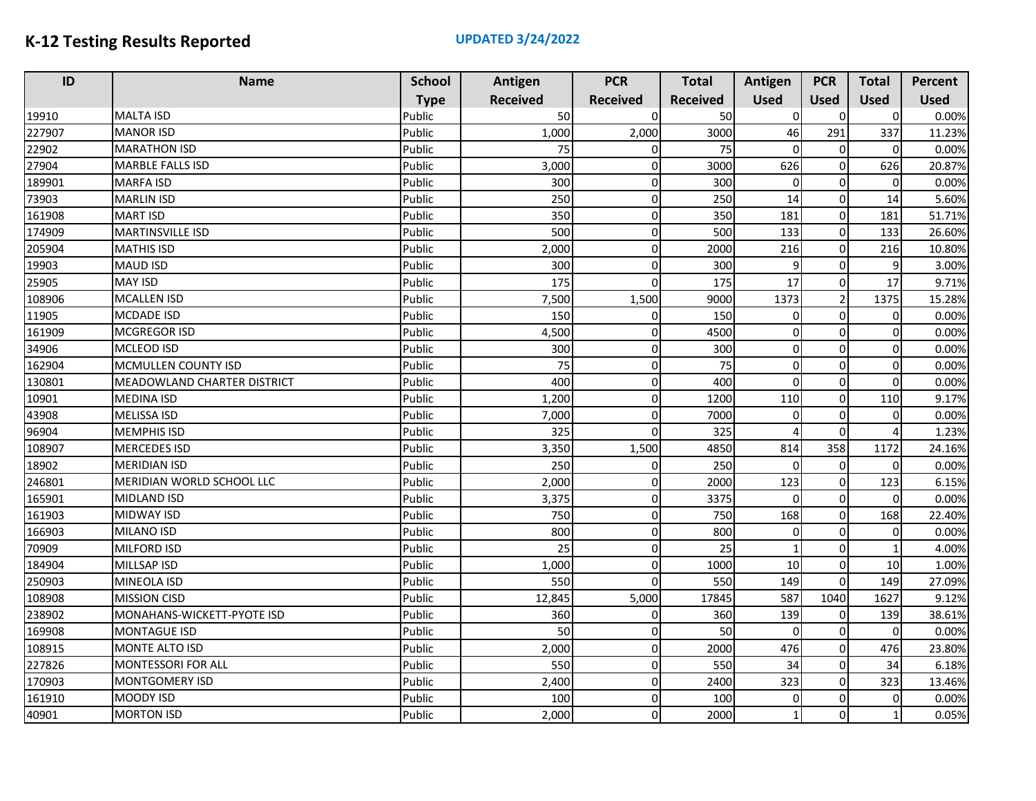# K-12 Testing Results Reported

**UPDATED 3/24/2022**

| ID | Name | School Type | Antigen Received | PCR Received | Total Received | Antigen Used | PCR Used | Total Used | Percent Used |
|---|---|---|---|---|---|---|---|---|---|
| 19910 | MALTA ISD | Public | 50 | 0 | 50 | 0 | 0 | 0 | 0.00% |
| 227907 | MANOR ISD | Public | 1,000 | 2,000 | 3000 | 46 | 291 | 337 | 11.23% |
| 22902 | MARATHON ISD | Public | 75 | 0 | 75 | 0 | 0 | 0 | 0.00% |
| 27904 | MARBLE FALLS ISD | Public | 3,000 | 0 | 3000 | 626 | 0 | 626 | 20.87% |
| 189901 | MARFA ISD | Public | 300 | 0 | 300 | 0 | 0 | 0 | 0.00% |
| 73903 | MARLIN ISD | Public | 250 | 0 | 250 | 14 | 0 | 14 | 5.60% |
| 161908 | MART ISD | Public | 350 | 0 | 350 | 181 | 0 | 181 | 51.71% |
| 174909 | MARTINSVILLE ISD | Public | 500 | 0 | 500 | 133 | 0 | 133 | 26.60% |
| 205904 | MATHIS ISD | Public | 2,000 | 0 | 2000 | 216 | 0 | 216 | 10.80% |
| 19903 | MAUD ISD | Public | 300 | 0 | 300 | 9 | 0 | 9 | 3.00% |
| 25905 | MAY ISD | Public | 175 | 0 | 175 | 17 | 0 | 17 | 9.71% |
| 108906 | MCALLEN ISD | Public | 7,500 | 1,500 | 9000 | 1373 | 2 | 1375 | 15.28% |
| 11905 | MCDADE ISD | Public | 150 | 0 | 150 | 0 | 0 | 0 | 0.00% |
| 161909 | MCGREGOR ISD | Public | 4,500 | 0 | 4500 | 0 | 0 | 0 | 0.00% |
| 34906 | MCLEOD ISD | Public | 300 | 0 | 300 | 0 | 0 | 0 | 0.00% |
| 162904 | MCMULLEN COUNTY ISD | Public | 75 | 0 | 75 | 0 | 0 | 0 | 0.00% |
| 130801 | MEADOWLAND CHARTER DISTRICT | Public | 400 | 0 | 400 | 0 | 0 | 0 | 0.00% |
| 10901 | MEDINA ISD | Public | 1,200 | 0 | 1200 | 110 | 0 | 110 | 9.17% |
| 43908 | MELISSA ISD | Public | 7,000 | 0 | 7000 | 0 | 0 | 0 | 0.00% |
| 96904 | MEMPHIS ISD | Public | 325 | 0 | 325 | 4 | 0 | 4 | 1.23% |
| 108907 | MERCEDES ISD | Public | 3,350 | 1,500 | 4850 | 814 | 358 | 1172 | 24.16% |
| 18902 | MERIDIAN ISD | Public | 250 | 0 | 250 | 0 | 0 | 0 | 0.00% |
| 246801 | MERIDIAN WORLD SCHOOL LLC | Public | 2,000 | 0 | 2000 | 123 | 0 | 123 | 6.15% |
| 165901 | MIDLAND ISD | Public | 3,375 | 0 | 3375 | 0 | 0 | 0 | 0.00% |
| 161903 | MIDWAY ISD | Public | 750 | 0 | 750 | 168 | 0 | 168 | 22.40% |
| 166903 | MILANO ISD | Public | 800 | 0 | 800 | 0 | 0 | 0 | 0.00% |
| 70909 | MILFORD ISD | Public | 25 | 0 | 25 | 1 | 0 | 1 | 4.00% |
| 184904 | MILLSAP ISD | Public | 1,000 | 0 | 1000 | 10 | 0 | 10 | 1.00% |
| 250903 | MINEOLA ISD | Public | 550 | 0 | 550 | 149 | 0 | 149 | 27.09% |
| 108908 | MISSION CISD | Public | 12,845 | 5,000 | 17845 | 587 | 1040 | 1627 | 9.12% |
| 238902 | MONAHANS-WICKETT-PYOTE ISD | Public | 360 | 0 | 360 | 139 | 0 | 139 | 38.61% |
| 169908 | MONTAGUE ISD | Public | 50 | 0 | 50 | 0 | 0 | 0 | 0.00% |
| 108915 | MONTE ALTO ISD | Public | 2,000 | 0 | 2000 | 476 | 0 | 476 | 23.80% |
| 227826 | MONTESSORI FOR ALL | Public | 550 | 0 | 550 | 34 | 0 | 34 | 6.18% |
| 170903 | MONTGOMERY ISD | Public | 2,400 | 0 | 2400 | 323 | 0 | 323 | 13.46% |
| 161910 | MOODY ISD | Public | 100 | 0 | 100 | 0 | 0 | 0 | 0.00% |
| 40901 | MORTON ISD | Public | 2,000 | 0 | 2000 | 1 | 0 | 1 | 0.05% |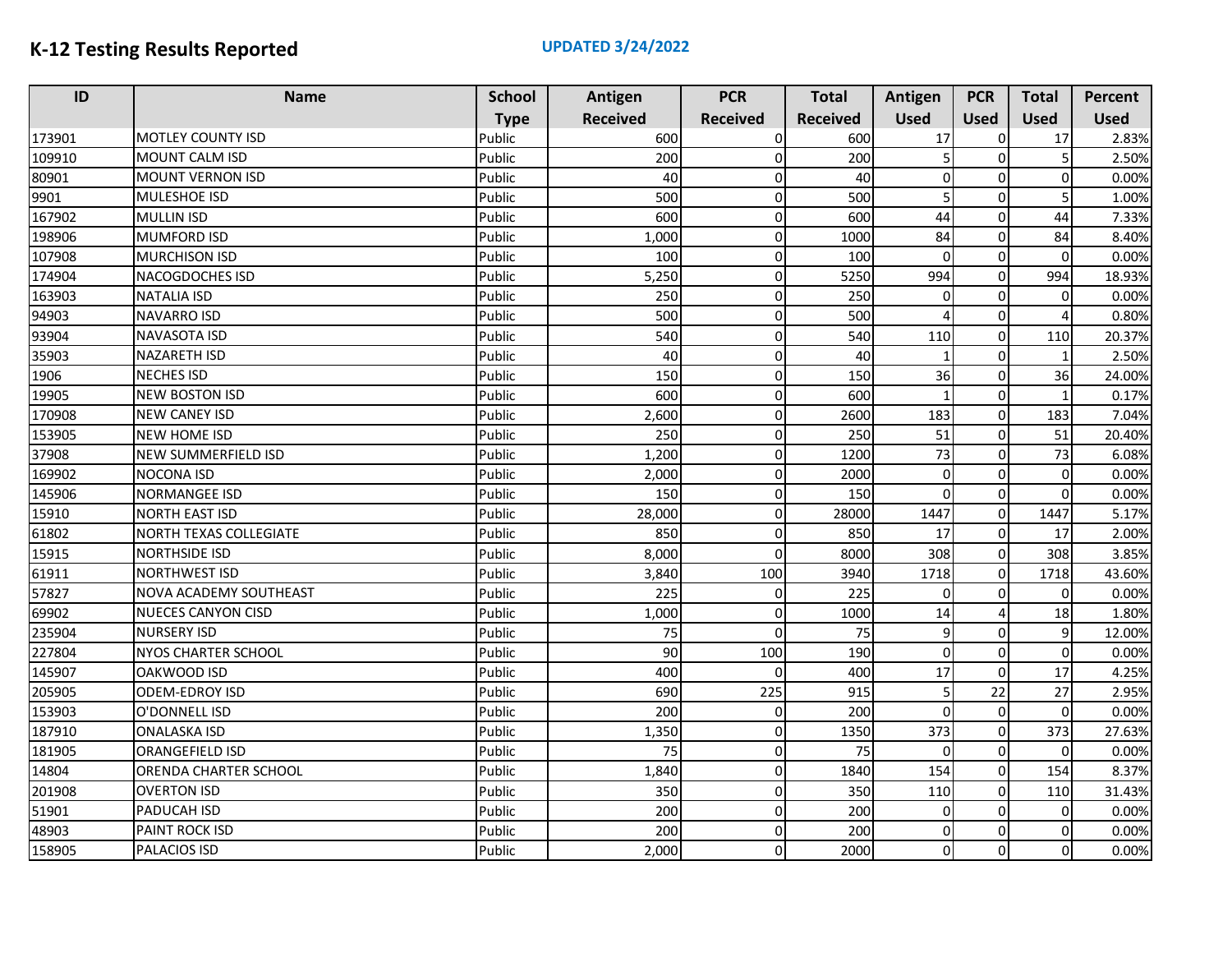# K-12 Testing Results Reported

**UPDATED 3/24/2022**

| ID | Name | School Type | Antigen Received | PCR Received | Total Received | Antigen Used | PCR Used | Total Used | Percent Used |
|---|---|---|---|---|---|---|---|---|---|
| 173901 | MOTLEY COUNTY ISD | Public | 600 | 0 | 600 | 17 | 0 | 17 | 2.83% |
| 109910 | MOUNT CALM ISD | Public | 200 | 0 | 200 | 5 | 0 | 5 | 2.50% |
| 80901 | MOUNT VERNON ISD | Public | 40 | 0 | 40 | 0 | 0 | 0 | 0.00% |
| 9901 | MULESHOE ISD | Public | 500 | 0 | 500 | 5 | 0 | 5 | 1.00% |
| 167902 | MULLIN ISD | Public | 600 | 0 | 600 | 44 | 0 | 44 | 7.33% |
| 198906 | MUMFORD ISD | Public | 1,000 | 0 | 1000 | 84 | 0 | 84 | 8.40% |
| 107908 | MURCHISON ISD | Public | 100 | 0 | 100 | 0 | 0 | 0 | 0.00% |
| 174904 | NACOGDOCHES ISD | Public | 5,250 | 0 | 5250 | 994 | 0 | 994 | 18.93% |
| 163903 | NATALIA ISD | Public | 250 | 0 | 250 | 0 | 0 | 0 | 0.00% |
| 94903 | NAVARRO ISD | Public | 500 | 0 | 500 | 4 | 0 | 4 | 0.80% |
| 93904 | NAVASOTA ISD | Public | 540 | 0 | 540 | 110 | 0 | 110 | 20.37% |
| 35903 | NAZARETH ISD | Public | 40 | 0 | 40 | 1 | 0 | 1 | 2.50% |
| 1906 | NECHES ISD | Public | 150 | 0 | 150 | 36 | 0 | 36 | 24.00% |
| 19905 | NEW BOSTON ISD | Public | 600 | 0 | 600 | 1 | 0 | 1 | 0.17% |
| 170908 | NEW CANEY ISD | Public | 2,600 | 0 | 2600 | 183 | 0 | 183 | 7.04% |
| 153905 | NEW HOME ISD | Public | 250 | 0 | 250 | 51 | 0 | 51 | 20.40% |
| 37908 | NEW SUMMERFIELD ISD | Public | 1,200 | 0 | 1200 | 73 | 0 | 73 | 6.08% |
| 169902 | NOCONA ISD | Public | 2,000 | 0 | 2000 | 0 | 0 | 0 | 0.00% |
| 145906 | NORMANGEE ISD | Public | 150 | 0 | 150 | 0 | 0 | 0 | 0.00% |
| 15910 | NORTH EAST ISD | Public | 28,000 | 0 | 28000 | 1447 | 0 | 1447 | 5.17% |
| 61802 | NORTH TEXAS COLLEGIATE | Public | 850 | 0 | 850 | 17 | 0 | 17 | 2.00% |
| 15915 | NORTHSIDE ISD | Public | 8,000 | 0 | 8000 | 308 | 0 | 308 | 3.85% |
| 61911 | NORTHWEST ISD | Public | 3,840 | 100 | 3940 | 1718 | 0 | 1718 | 43.60% |
| 57827 | NOVA ACADEMY SOUTHEAST | Public | 225 | 0 | 225 | 0 | 0 | 0 | 0.00% |
| 69902 | NUECES CANYON CISD | Public | 1,000 | 0 | 1000 | 14 | 4 | 18 | 1.80% |
| 235904 | NURSERY ISD | Public | 75 | 0 | 75 | 9 | 0 | 9 | 12.00% |
| 227804 | NYOS CHARTER SCHOOL | Public | 90 | 100 | 190 | 0 | 0 | 0 | 0.00% |
| 145907 | OAKWOOD ISD | Public | 400 | 0 | 400 | 17 | 0 | 17 | 4.25% |
| 205905 | ODEM-EDROY ISD | Public | 690 | 225 | 915 | 5 | 22 | 27 | 2.95% |
| 153903 | O'DONNELL ISD | Public | 200 | 0 | 200 | 0 | 0 | 0 | 0.00% |
| 187910 | ONALASKA ISD | Public | 1,350 | 0 | 1350 | 373 | 0 | 373 | 27.63% |
| 181905 | ORANGEFIELD ISD | Public | 75 | 0 | 75 | 0 | 0 | 0 | 0.00% |
| 14804 | ORENDA CHARTER SCHOOL | Public | 1,840 | 0 | 1840 | 154 | 0 | 154 | 8.37% |
| 201908 | OVERTON ISD | Public | 350 | 0 | 350 | 110 | 0 | 110 | 31.43% |
| 51901 | PADUCAH ISD | Public | 200 | 0 | 200 | 0 | 0 | 0 | 0.00% |
| 48903 | PAINT ROCK ISD | Public | 200 | 0 | 200 | 0 | 0 | 0 | 0.00% |
| 158905 | PALACIOS ISD | Public | 2,000 | 0 | 2000 | 0 | 0 | 0 | 0.00% |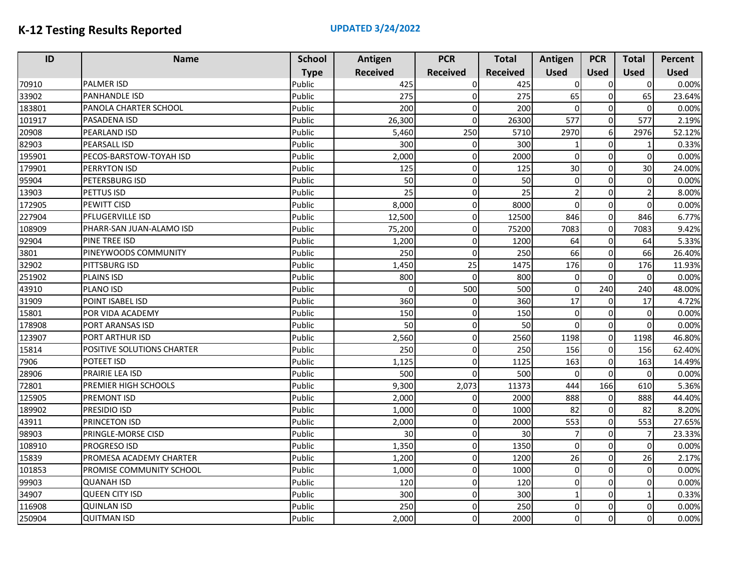# K-12 Testing Results Reported

**UPDATED 3/24/2022**

| ID | Name | School Type | Antigen Received | PCR Received | Total Received | Antigen Used | PCR Used | Total Used | Percent Used |
|---|---|---|---|---|---|---|---|---|---|
| 70910 | PALMER ISD | Public | 425 | 0 | 425 | 0 | 0 | 0 | 0.00% |
| 33902 | PANHANDLE ISD | Public | 275 | 0 | 275 | 65 | 0 | 65 | 23.64% |
| 183801 | PANOLA CHARTER SCHOOL | Public | 200 | 0 | 200 | 0 | 0 | 0 | 0.00% |
| 101917 | PASADENA ISD | Public | 26,300 | 0 | 26300 | 577 | 0 | 577 | 2.19% |
| 20908 | PEARLAND ISD | Public | 5,460 | 250 | 5710 | 2970 | 6 | 2976 | 52.12% |
| 82903 | PEARSALL ISD | Public | 300 | 0 | 300 | 1 | 0 | 1 | 0.33% |
| 195901 | PECOS-BARSTOW-TOYAH ISD | Public | 2,000 | 0 | 2000 | 0 | 0 | 0 | 0.00% |
| 179901 | PERRYTON ISD | Public | 125 | 0 | 125 | 30 | 0 | 30 | 24.00% |
| 95904 | PETERSBURG ISD | Public | 50 | 0 | 50 | 0 | 0 | 0 | 0.00% |
| 13903 | PETTUS ISD | Public | 25 | 0 | 25 | 2 | 0 | 2 | 8.00% |
| 172905 | PEWITT CISD | Public | 8,000 | 0 | 8000 | 0 | 0 | 0 | 0.00% |
| 227904 | PFLUGERVILLE ISD | Public | 12,500 | 0 | 12500 | 846 | 0 | 846 | 6.77% |
| 108909 | PHARR-SAN JUAN-ALAMO ISD | Public | 75,200 | 0 | 75200 | 7083 | 0 | 7083 | 9.42% |
| 92904 | PINE TREE ISD | Public | 1,200 | 0 | 1200 | 64 | 0 | 64 | 5.33% |
| 3801 | PINEYWOODS COMMUNITY | Public | 250 | 0 | 250 | 66 | 0 | 66 | 26.40% |
| 32902 | PITTSBURG ISD | Public | 1,450 | 25 | 1475 | 176 | 0 | 176 | 11.93% |
| 251902 | PLAINS ISD | Public | 800 | 0 | 800 | 0 | 0 | 0 | 0.00% |
| 43910 | PLANO ISD | Public | 0 | 500 | 500 | 0 | 240 | 240 | 48.00% |
| 31909 | POINT ISABEL ISD | Public | 360 | 0 | 360 | 17 | 0 | 17 | 4.72% |
| 15801 | POR VIDA ACADEMY | Public | 150 | 0 | 150 | 0 | 0 | 0 | 0.00% |
| 178908 | PORT ARANSAS ISD | Public | 50 | 0 | 50 | 0 | 0 | 0 | 0.00% |
| 123907 | PORT ARTHUR ISD | Public | 2,560 | 0 | 2560 | 1198 | 0 | 1198 | 46.80% |
| 15814 | POSITIVE SOLUTIONS CHARTER | Public | 250 | 0 | 250 | 156 | 0 | 156 | 62.40% |
| 7906 | POTEET ISD | Public | 1,125 | 0 | 1125 | 163 | 0 | 163 | 14.49% |
| 28906 | PRAIRIE LEA ISD | Public | 500 | 0 | 500 | 0 | 0 | 0 | 0.00% |
| 72801 | PREMIER HIGH SCHOOLS | Public | 9,300 | 2,073 | 11373 | 444 | 166 | 610 | 5.36% |
| 125905 | PREMONT ISD | Public | 2,000 | 0 | 2000 | 888 | 0 | 888 | 44.40% |
| 189902 | PRESIDIO ISD | Public | 1,000 | 0 | 1000 | 82 | 0 | 82 | 8.20% |
| 43911 | PRINCETON ISD | Public | 2,000 | 0 | 2000 | 553 | 0 | 553 | 27.65% |
| 98903 | PRINGLE-MORSE CISD | Public | 30 | 0 | 30 | 7 | 0 | 7 | 23.33% |
| 108910 | PROGRESO ISD | Public | 1,350 | 0 | 1350 | 0 | 0 | 0 | 0.00% |
| 15839 | PROMESA ACADEMY CHARTER | Public | 1,200 | 0 | 1200 | 26 | 0 | 26 | 2.17% |
| 101853 | PROMISE COMMUNITY SCHOOL | Public | 1,000 | 0 | 1000 | 0 | 0 | 0 | 0.00% |
| 99903 | QUANAH ISD | Public | 120 | 0 | 120 | 0 | 0 | 0 | 0.00% |
| 34907 | QUEEN CITY ISD | Public | 300 | 0 | 300 | 1 | 0 | 1 | 0.33% |
| 116908 | QUINLAN ISD | Public | 250 | 0 | 250 | 0 | 0 | 0 | 0.00% |
| 250904 | QUITMAN ISD | Public | 2,000 | 0 | 2000 | 0 | 0 | 0 | 0.00% |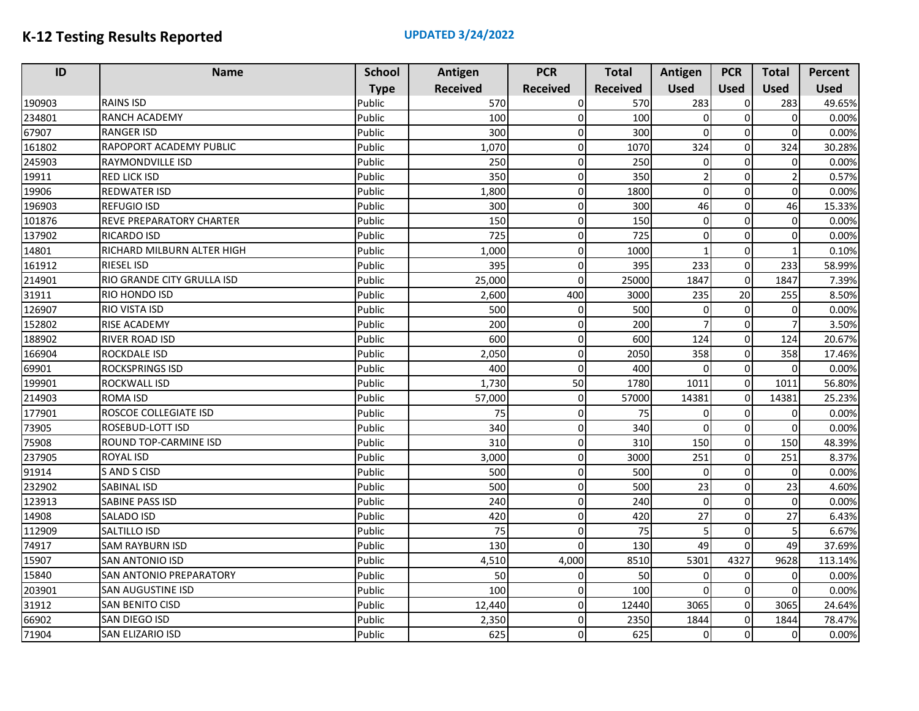# K-12 Testing Results Reported

**UPDATED 3/24/2022**

| ID | Name | School Type | Antigen Received | PCR Received | Total Received | Antigen Used | PCR Used | Total Used | Percent Used |
|---|---|---|---|---|---|---|---|---|---|
| 190903 | RAINS ISD | Public | 570 | 0 | 570 | 283 | 0 | 283 | 49.65% |
| 234801 | RANCH ACADEMY | Public | 100 | 0 | 100 | 0 | 0 | 0 | 0.00% |
| 67907 | RANGER ISD | Public | 300 | 0 | 300 | 0 | 0 | 0 | 0.00% |
| 161802 | RAPOPORT ACADEMY PUBLIC | Public | 1,070 | 0 | 1070 | 324 | 0 | 324 | 30.28% |
| 245903 | RAYMONDVILLE ISD | Public | 250 | 0 | 250 | 0 | 0 | 0 | 0.00% |
| 19911 | RED LICK ISD | Public | 350 | 0 | 350 | 2 | 0 | 2 | 0.57% |
| 19906 | REDWATER ISD | Public | 1,800 | 0 | 1800 | 0 | 0 | 0 | 0.00% |
| 196903 | REFUGIO ISD | Public | 300 | 0 | 300 | 46 | 0 | 46 | 15.33% |
| 101876 | REVE PREPARATORY CHARTER | Public | 150 | 0 | 150 | 0 | 0 | 0 | 0.00% |
| 137902 | RICARDO ISD | Public | 725 | 0 | 725 | 0 | 0 | 0 | 0.00% |
| 14801 | RICHARD MILBURN ALTER HIGH | Public | 1,000 | 0 | 1000 | 1 | 0 | 1 | 0.10% |
| 161912 | RIESEL ISD | Public | 395 | 0 | 395 | 233 | 0 | 233 | 58.99% |
| 214901 | RIO GRANDE CITY GRULLA ISD | Public | 25,000 | 0 | 25000 | 1847 | 0 | 1847 | 7.39% |
| 31911 | RIO HONDO ISD | Public | 2,600 | 400 | 3000 | 235 | 20 | 255 | 8.50% |
| 126907 | RIO VISTA ISD | Public | 500 | 0 | 500 | 0 | 0 | 0 | 0.00% |
| 152802 | RISE ACADEMY | Public | 200 | 0 | 200 | 7 | 0 | 7 | 3.50% |
| 188902 | RIVER ROAD ISD | Public | 600 | 0 | 600 | 124 | 0 | 124 | 20.67% |
| 166904 | ROCKDALE ISD | Public | 2,050 | 0 | 2050 | 358 | 0 | 358 | 17.46% |
| 69901 | ROCKSPRINGS ISD | Public | 400 | 0 | 400 | 0 | 0 | 0 | 0.00% |
| 199901 | ROCKWALL ISD | Public | 1,730 | 50 | 1780 | 1011 | 0 | 1011 | 56.80% |
| 214903 | ROMA ISD | Public | 57,000 | 0 | 57000 | 14381 | 0 | 14381 | 25.23% |
| 177901 | ROSCOE COLLEGIATE ISD | Public | 75 | 0 | 75 | 0 | 0 | 0 | 0.00% |
| 73905 | ROSEBUD-LOTT ISD | Public | 340 | 0 | 340 | 0 | 0 | 0 | 0.00% |
| 75908 | ROUND TOP-CARMINE ISD | Public | 310 | 0 | 310 | 150 | 0 | 150 | 48.39% |
| 237905 | ROYAL ISD | Public | 3,000 | 0 | 3000 | 251 | 0 | 251 | 8.37% |
| 91914 | S AND S CISD | Public | 500 | 0 | 500 | 0 | 0 | 0 | 0.00% |
| 232902 | SABINAL ISD | Public | 500 | 0 | 500 | 23 | 0 | 23 | 4.60% |
| 123913 | SABINE PASS ISD | Public | 240 | 0 | 240 | 0 | 0 | 0 | 0.00% |
| 14908 | SALADO ISD | Public | 420 | 0 | 420 | 27 | 0 | 27 | 6.43% |
| 112909 | SALTILLO ISD | Public | 75 | 0 | 75 | 5 | 0 | 5 | 6.67% |
| 74917 | SAM RAYBURN ISD | Public | 130 | 0 | 130 | 49 | 0 | 49 | 37.69% |
| 15907 | SAN ANTONIO ISD | Public | 4,510 | 4,000 | 8510 | 5301 | 4327 | 9628 | 113.14% |
| 15840 | SAN ANTONIO PREPARATORY | Public | 50 | 0 | 50 | 0 | 0 | 0 | 0.00% |
| 203901 | SAN AUGUSTINE ISD | Public | 100 | 0 | 100 | 0 | 0 | 0 | 0.00% |
| 31912 | SAN BENITO CISD | Public | 12,440 | 0 | 12440 | 3065 | 0 | 3065 | 24.64% |
| 66902 | SAN DIEGO ISD | Public | 2,350 | 0 | 2350 | 1844 | 0 | 1844 | 78.47% |
| 71904 | SAN ELIZARIO ISD | Public | 625 | 0 | 625 | 0 | 0 | 0 | 0.00% |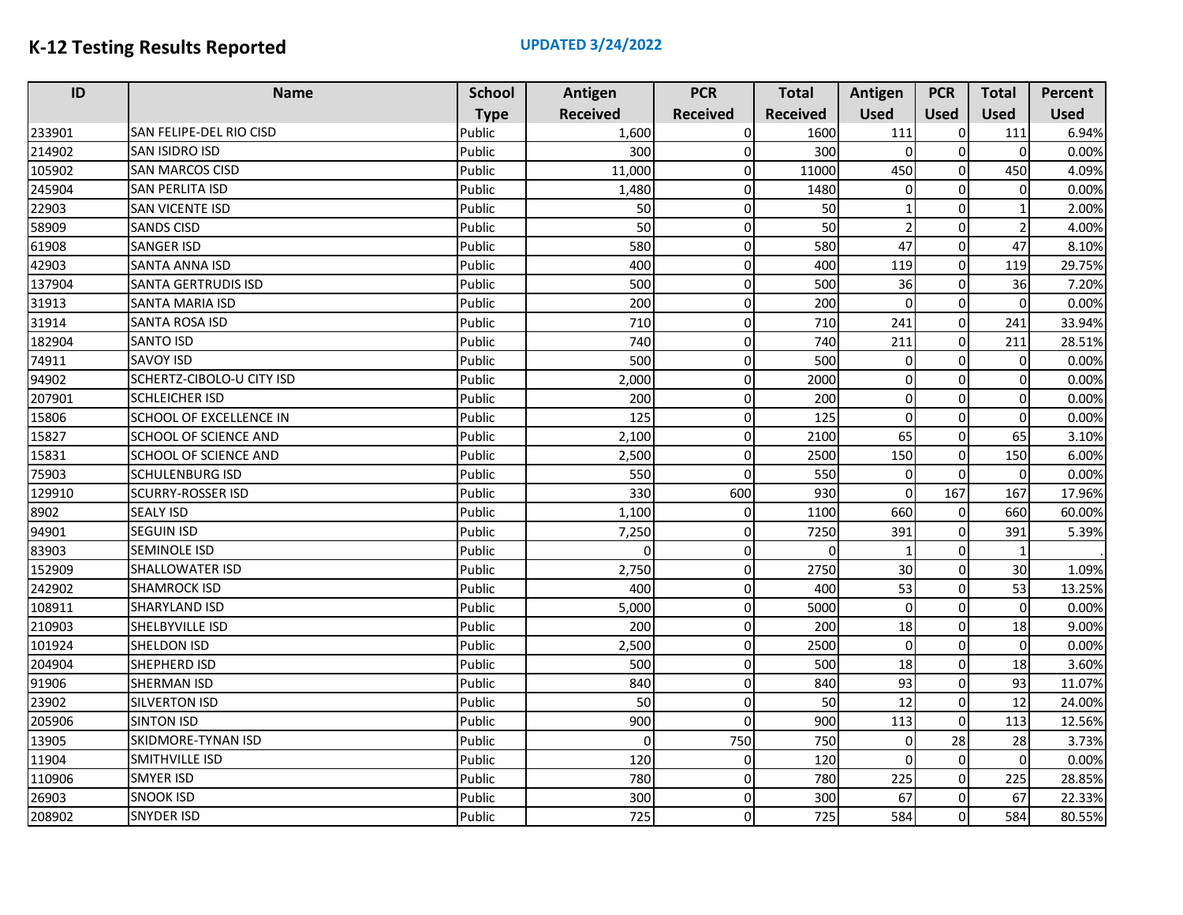# K-12 Testing Results Reported

**UPDATED 3/24/2022**

| ID | Name | School Type | Antigen Received | PCR Received | Total Received | Antigen Used | PCR Used | Total Used | Percent Used |
|---|---|---|---|---|---|---|---|---|---|
| 233901 | SAN FELIPE-DEL RIO CISD | Public | 1,600 | 0 | 1600 | 111 | 0 | 111 | 6.94% |
| 214902 | SAN ISIDRO ISD | Public | 300 | 0 | 300 | 0 | 0 | 0 | 0.00% |
| 105902 | SAN MARCOS CISD | Public | 11,000 | 0 | 11000 | 450 | 0 | 450 | 4.09% |
| 245904 | SAN PERLITA ISD | Public | 1,480 | 0 | 1480 | 0 | 0 | 0 | 0.00% |
| 22903 | SAN VICENTE ISD | Public | 50 | 0 | 50 | 1 | 0 | 1 | 2.00% |
| 58909 | SANDS CISD | Public | 50 | 0 | 50 | 2 | 0 | 2 | 4.00% |
| 61908 | SANGER ISD | Public | 580 | 0 | 580 | 47 | 0 | 47 | 8.10% |
| 42903 | SANTA ANNA ISD | Public | 400 | 0 | 400 | 119 | 0 | 119 | 29.75% |
| 137904 | SANTA GERTRUDIS ISD | Public | 500 | 0 | 500 | 36 | 0 | 36 | 7.20% |
| 31913 | SANTA MARIA ISD | Public | 200 | 0 | 200 | 0 | 0 | 0 | 0.00% |
| 31914 | SANTA ROSA ISD | Public | 710 | 0 | 710 | 241 | 0 | 241 | 33.94% |
| 182904 | SANTO ISD | Public | 740 | 0 | 740 | 211 | 0 | 211 | 28.51% |
| 74911 | SAVOY ISD | Public | 500 | 0 | 500 | 0 | 0 | 0 | 0.00% |
| 94902 | SCHERTZ-CIBOLO-U CITY ISD | Public | 2,000 | 0 | 2000 | 0 | 0 | 0 | 0.00% |
| 207901 | SCHLEICHER ISD | Public | 200 | 0 | 200 | 0 | 0 | 0 | 0.00% |
| 15806 | SCHOOL OF EXCELLENCE IN | Public | 125 | 0 | 125 | 0 | 0 | 0 | 0.00% |
| 15827 | SCHOOL OF SCIENCE AND | Public | 2,100 | 0 | 2100 | 65 | 0 | 65 | 3.10% |
| 15831 | SCHOOL OF SCIENCE AND | Public | 2,500 | 0 | 2500 | 150 | 0 | 150 | 6.00% |
| 75903 | SCHULENBURG ISD | Public | 550 | 0 | 550 | 0 | 0 | 0 | 0.00% |
| 129910 | SCURRY-ROSSER ISD | Public | 330 | 600 | 930 | 0 | 167 | 167 | 17.96% |
| 8902 | SEALY ISD | Public | 1,100 | 0 | 1100 | 660 | 0 | 660 | 60.00% |
| 94901 | SEGUIN ISD | Public | 7,250 | 0 | 7250 | 391 | 0 | 391 | 5.39% |
| 83903 | SEMINOLE ISD | Public | 0 | 0 | 0 | 1 | 0 | 1 | . |
| 152909 | SHALLOWATER ISD | Public | 2,750 | 0 | 2750 | 30 | 0 | 30 | 1.09% |
| 242902 | SHAMROCK ISD | Public | 400 | 0 | 400 | 53 | 0 | 53 | 13.25% |
| 108911 | SHARYLAND ISD | Public | 5,000 | 0 | 5000 | 0 | 0 | 0 | 0.00% |
| 210903 | SHELBYVILLE ISD | Public | 200 | 0 | 200 | 18 | 0 | 18 | 9.00% |
| 101924 | SHELDON ISD | Public | 2,500 | 0 | 2500 | 0 | 0 | 0 | 0.00% |
| 204904 | SHEPHERD ISD | Public | 500 | 0 | 500 | 18 | 0 | 18 | 3.60% |
| 91906 | SHERMAN ISD | Public | 840 | 0 | 840 | 93 | 0 | 93 | 11.07% |
| 23902 | SILVERTON ISD | Public | 50 | 0 | 50 | 12 | 0 | 12 | 24.00% |
| 205906 | SINTON ISD | Public | 900 | 0 | 900 | 113 | 0 | 113 | 12.56% |
| 13905 | SKIDMORE-TYNAN ISD | Public | 0 | 750 | 750 | 0 | 28 | 28 | 3.73% |
| 11904 | SMITHVILLE ISD | Public | 120 | 0 | 120 | 0 | 0 | 0 | 0.00% |
| 110906 | SMYER ISD | Public | 780 | 0 | 780 | 225 | 0 | 225 | 28.85% |
| 26903 | SNOOK ISD | Public | 300 | 0 | 300 | 67 | 0 | 67 | 22.33% |
| 208902 | SNYDER ISD | Public | 725 | 0 | 725 | 584 | 0 | 584 | 80.55% |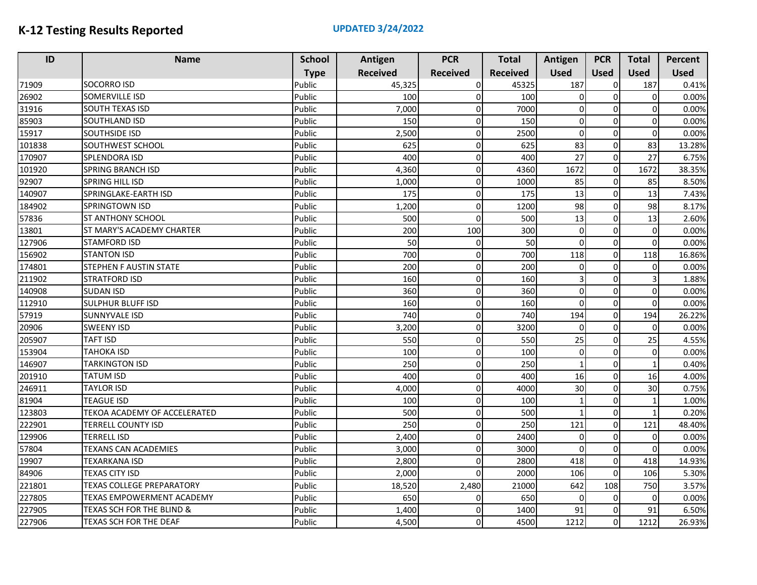# K-12 Testing Results Reported

**UPDATED 3/24/2022**

| ID | Name | School Type | Antigen Received | PCR Received | Total Received | Antigen Used | PCR Used | Total Used | Percent Used |
|---|---|---|---|---|---|---|---|---|---|
| 71909 | SOCORRO ISD | Public | 45,325 | 0 | 45325 | 187 | 0 | 187 | 0.41% |
| 26902 | SOMERVILLE ISD | Public | 100 | 0 | 100 | 0 | 0 | 0 | 0.00% |
| 31916 | SOUTH TEXAS ISD | Public | 7,000 | 0 | 7000 | 0 | 0 | 0 | 0.00% |
| 85903 | SOUTHLAND ISD | Public | 150 | 0 | 150 | 0 | 0 | 0 | 0.00% |
| 15917 | SOUTHSIDE ISD | Public | 2,500 | 0 | 2500 | 0 | 0 | 0 | 0.00% |
| 101838 | SOUTHWEST SCHOOL | Public | 625 | 0 | 625 | 83 | 0 | 83 | 13.28% |
| 170907 | SPLENDORA ISD | Public | 400 | 0 | 400 | 27 | 0 | 27 | 6.75% |
| 101920 | SPRING BRANCH ISD | Public | 4,360 | 0 | 4360 | 1672 | 0 | 1672 | 38.35% |
| 92907 | SPRING HILL ISD | Public | 1,000 | 0 | 1000 | 85 | 0 | 85 | 8.50% |
| 140907 | SPRINGLAKE-EARTH ISD | Public | 175 | 0 | 175 | 13 | 0 | 13 | 7.43% |
| 184902 | SPRINGTOWN ISD | Public | 1,200 | 0 | 1200 | 98 | 0 | 98 | 8.17% |
| 57836 | ST ANTHONY SCHOOL | Public | 500 | 0 | 500 | 13 | 0 | 13 | 2.60% |
| 13801 | ST MARY'S ACADEMY CHARTER | Public | 200 | 100 | 300 | 0 | 0 | 0 | 0.00% |
| 127906 | STAMFORD ISD | Public | 50 | 0 | 50 | 0 | 0 | 0 | 0.00% |
| 156902 | STANTON ISD | Public | 700 | 0 | 700 | 118 | 0 | 118 | 16.86% |
| 174801 | STEPHEN F AUSTIN STATE | Public | 200 | 0 | 200 | 0 | 0 | 0 | 0.00% |
| 211902 | STRATFORD ISD | Public | 160 | 0 | 160 | 3 | 0 | 3 | 1.88% |
| 140908 | SUDAN ISD | Public | 360 | 0 | 360 | 0 | 0 | 0 | 0.00% |
| 112910 | SULPHUR BLUFF ISD | Public | 160 | 0 | 160 | 0 | 0 | 0 | 0.00% |
| 57919 | SUNNYVALE ISD | Public | 740 | 0 | 740 | 194 | 0 | 194 | 26.22% |
| 20906 | SWEENY ISD | Public | 3,200 | 0 | 3200 | 0 | 0 | 0 | 0.00% |
| 205907 | TAFT ISD | Public | 550 | 0 | 550 | 25 | 0 | 25 | 4.55% |
| 153904 | TAHOKA ISD | Public | 100 | 0 | 100 | 0 | 0 | 0 | 0.00% |
| 146907 | TARKINGTON ISD | Public | 250 | 0 | 250 | 1 | 0 | 1 | 0.40% |
| 201910 | TATUM ISD | Public | 400 | 0 | 400 | 16 | 0 | 16 | 4.00% |
| 246911 | TAYLOR ISD | Public | 4,000 | 0 | 4000 | 30 | 0 | 30 | 0.75% |
| 81904 | TEAGUE ISD | Public | 100 | 0 | 100 | 1 | 0 | 1 | 1.00% |
| 123803 | TEKOA ACADEMY OF ACCELERATED | Public | 500 | 0 | 500 | 1 | 0 | 1 | 0.20% |
| 222901 | TERRELL COUNTY ISD | Public | 250 | 0 | 250 | 121 | 0 | 121 | 48.40% |
| 129906 | TERRELL ISD | Public | 2,400 | 0 | 2400 | 0 | 0 | 0 | 0.00% |
| 57804 | TEXANS CAN ACADEMIES | Public | 3,000 | 0 | 3000 | 0 | 0 | 0 | 0.00% |
| 19907 | TEXARKANA ISD | Public | 2,800 | 0 | 2800 | 418 | 0 | 418 | 14.93% |
| 84906 | TEXAS CITY ISD | Public | 2,000 | 0 | 2000 | 106 | 0 | 106 | 5.30% |
| 221801 | TEXAS COLLEGE PREPARATORY | Public | 18,520 | 2,480 | 21000 | 642 | 108 | 750 | 3.57% |
| 227805 | TEXAS EMPOWERMENT ACADEMY | Public | 650 | 0 | 650 | 0 | 0 | 0 | 0.00% |
| 227905 | TEXAS SCH FOR THE BLIND & | Public | 1,400 | 0 | 1400 | 91 | 0 | 91 | 6.50% |
| 227906 | TEXAS SCH FOR THE DEAF | Public | 4,500 | 0 | 4500 | 1212 | 0 | 1212 | 26.93% |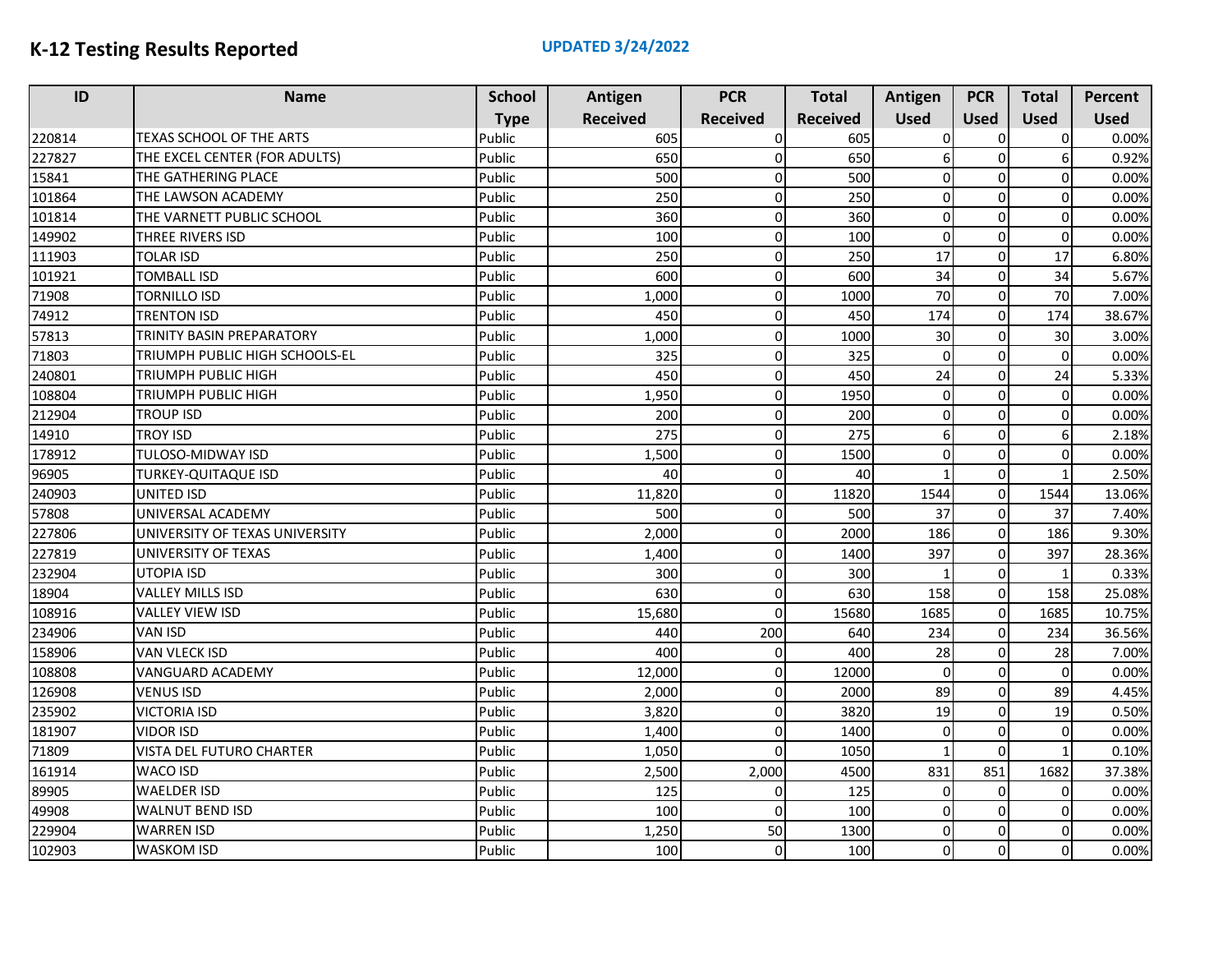# K-12 Testing Results Reported

**UPDATED 3/24/2022**

| ID | Name | School Type | Antigen Received | PCR Received | Total Received | Antigen Used | PCR Used | Total Used | Percent Used |
|---|---|---|---|---|---|---|---|---|---|
| 220814 | TEXAS SCHOOL OF THE ARTS | Public | 605 | 0 | 605 | 0 | 0 | 0 | 0.00% |
| 227827 | THE EXCEL CENTER (FOR ADULTS) | Public | 650 | 0 | 650 | 6 | 0 | 6 | 0.92% |
| 15841 | THE GATHERING PLACE | Public | 500 | 0 | 500 | 0 | 0 | 0 | 0.00% |
| 101864 | THE LAWSON ACADEMY | Public | 250 | 0 | 250 | 0 | 0 | 0 | 0.00% |
| 101814 | THE VARNETT PUBLIC SCHOOL | Public | 360 | 0 | 360 | 0 | 0 | 0 | 0.00% |
| 149902 | THREE RIVERS ISD | Public | 100 | 0 | 100 | 0 | 0 | 0 | 0.00% |
| 111903 | TOLAR ISD | Public | 250 | 0 | 250 | 17 | 0 | 17 | 6.80% |
| 101921 | TOMBALL ISD | Public | 600 | 0 | 600 | 34 | 0 | 34 | 5.67% |
| 71908 | TORNILLO ISD | Public | 1,000 | 0 | 1000 | 70 | 0 | 70 | 7.00% |
| 74912 | TRENTON ISD | Public | 450 | 0 | 450 | 174 | 0 | 174 | 38.67% |
| 57813 | TRINITY BASIN PREPARATORY | Public | 1,000 | 0 | 1000 | 30 | 0 | 30 | 3.00% |
| 71803 | TRIUMPH PUBLIC HIGH SCHOOLS-EL | Public | 325 | 0 | 325 | 0 | 0 | 0 | 0.00% |
| 240801 | TRIUMPH PUBLIC HIGH | Public | 450 | 0 | 450 | 24 | 0 | 24 | 5.33% |
| 108804 | TRIUMPH PUBLIC HIGH | Public | 1,950 | 0 | 1950 | 0 | 0 | 0 | 0.00% |
| 212904 | TROUP ISD | Public | 200 | 0 | 200 | 0 | 0 | 0 | 0.00% |
| 14910 | TROY ISD | Public | 275 | 0 | 275 | 6 | 0 | 6 | 2.18% |
| 178912 | TULOSO-MIDWAY ISD | Public | 1,500 | 0 | 1500 | 0 | 0 | 0 | 0.00% |
| 96905 | TURKEY-QUITAQUE ISD | Public | 40 | 0 | 40 | 1 | 0 | 1 | 2.50% |
| 240903 | UNITED ISD | Public | 11,820 | 0 | 11820 | 1544 | 0 | 1544 | 13.06% |
| 57808 | UNIVERSAL ACADEMY | Public | 500 | 0 | 500 | 37 | 0 | 37 | 7.40% |
| 227806 | UNIVERSITY OF TEXAS UNIVERSITY | Public | 2,000 | 0 | 2000 | 186 | 0 | 186 | 9.30% |
| 227819 | UNIVERSITY OF TEXAS | Public | 1,400 | 0 | 1400 | 397 | 0 | 397 | 28.36% |
| 232904 | UTOPIA ISD | Public | 300 | 0 | 300 | 1 | 0 | 1 | 0.33% |
| 18904 | VALLEY MILLS ISD | Public | 630 | 0 | 630 | 158 | 0 | 158 | 25.08% |
| 108916 | VALLEY VIEW ISD | Public | 15,680 | 0 | 15680 | 1685 | 0 | 1685 | 10.75% |
| 234906 | VAN ISD | Public | 440 | 200 | 640 | 234 | 0 | 234 | 36.56% |
| 158906 | VAN VLECK ISD | Public | 400 | 0 | 400 | 28 | 0 | 28 | 7.00% |
| 108808 | VANGUARD ACADEMY | Public | 12,000 | 0 | 12000 | 0 | 0 | 0 | 0.00% |
| 126908 | VENUS ISD | Public | 2,000 | 0 | 2000 | 89 | 0 | 89 | 4.45% |
| 235902 | VICTORIA ISD | Public | 3,820 | 0 | 3820 | 19 | 0 | 19 | 0.50% |
| 181907 | VIDOR ISD | Public | 1,400 | 0 | 1400 | 0 | 0 | 0 | 0.00% |
| 71809 | VISTA DEL FUTURO CHARTER | Public | 1,050 | 0 | 1050 | 1 | 0 | 1 | 0.10% |
| 161914 | WACO ISD | Public | 2,500 | 2,000 | 4500 | 831 | 851 | 1682 | 37.38% |
| 89905 | WAELDER ISD | Public | 125 | 0 | 125 | 0 | 0 | 0 | 0.00% |
| 49908 | WALNUT BEND ISD | Public | 100 | 0 | 100 | 0 | 0 | 0 | 0.00% |
| 229904 | WARREN ISD | Public | 1,250 | 50 | 1300 | 0 | 0 | 0 | 0.00% |
| 102903 | WASKOM ISD | Public | 100 | 0 | 100 | 0 | 0 | 0 | 0.00% |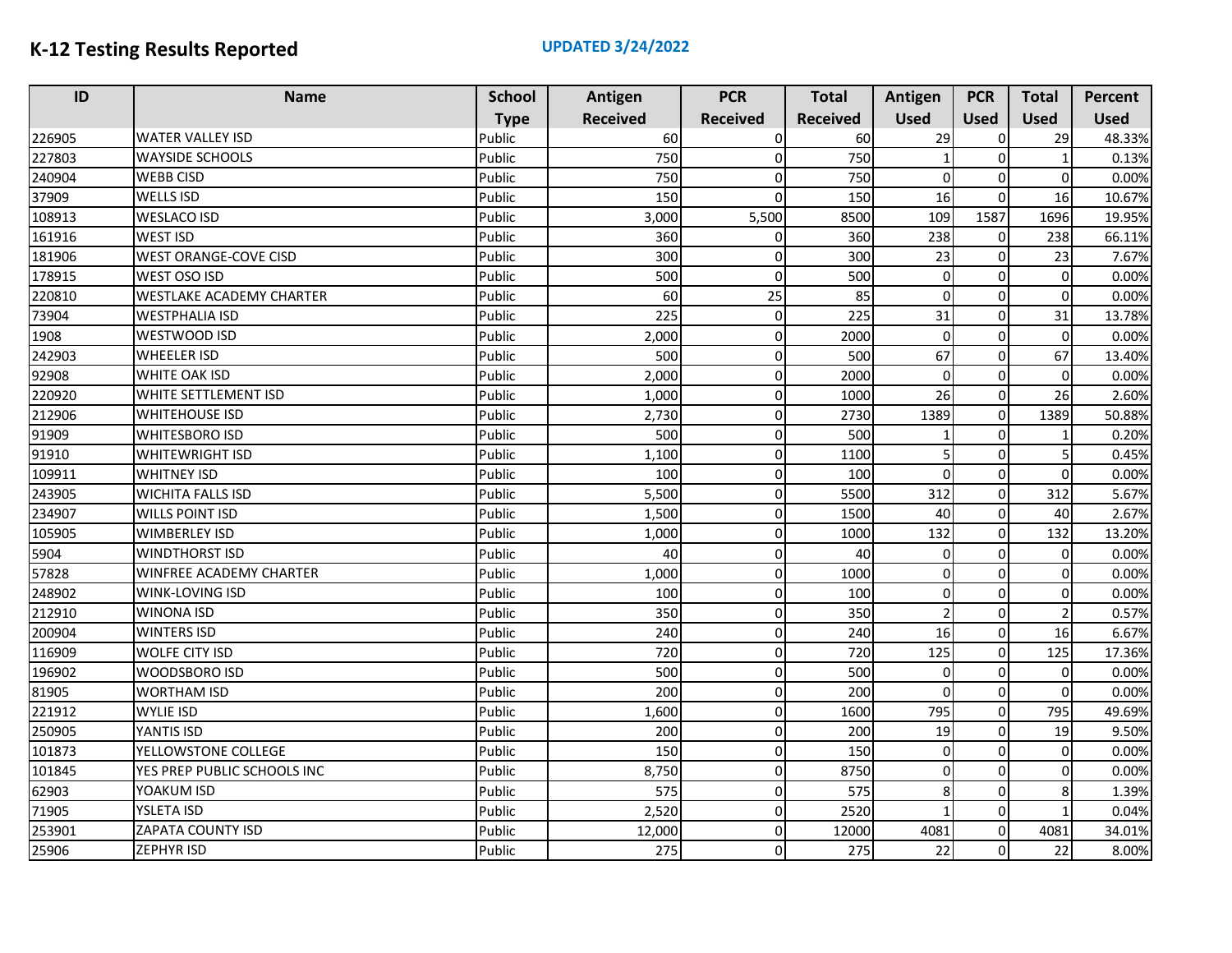# K-12 Testing Results Reported

**UPDATED 3/24/2022**

| ID | Name | School Type | Antigen Received | PCR Received | Total Received | Antigen Used | PCR Used | Total Used | Percent Used |
|---|---|---|---|---|---|---|---|---|---|
| 226905 | WATER VALLEY ISD | Public | 60 | 0 | 60 | 29 | 0 | 29 | 48.33% |
| 227803 | WAYSIDE SCHOOLS | Public | 750 | 0 | 750 | 1 | 0 | 1 | 0.13% |
| 240904 | WEBB CISD | Public | 750 | 0 | 750 | 0 | 0 | 0 | 0.00% |
| 37909 | WELLS ISD | Public | 150 | 0 | 150 | 16 | 0 | 16 | 10.67% |
| 108913 | WESLACO ISD | Public | 3,000 | 5,500 | 8500 | 109 | 1587 | 1696 | 19.95% |
| 161916 | WEST ISD | Public | 360 | 0 | 360 | 238 | 0 | 238 | 66.11% |
| 181906 | WEST ORANGE-COVE CISD | Public | 300 | 0 | 300 | 23 | 0 | 23 | 7.67% |
| 178915 | WEST OSO ISD | Public | 500 | 0 | 500 | 0 | 0 | 0 | 0.00% |
| 220810 | WESTLAKE ACADEMY CHARTER | Public | 60 | 25 | 85 | 0 | 0 | 0 | 0.00% |
| 73904 | WESTPHALIA ISD | Public | 225 | 0 | 225 | 31 | 0 | 31 | 13.78% |
| 1908 | WESTWOOD ISD | Public | 2,000 | 0 | 2000 | 0 | 0 | 0 | 0.00% |
| 242903 | WHEELER ISD | Public | 500 | 0 | 500 | 67 | 0 | 67 | 13.40% |
| 92908 | WHITE OAK ISD | Public | 2,000 | 0 | 2000 | 0 | 0 | 0 | 0.00% |
| 220920 | WHITE SETTLEMENT ISD | Public | 1,000 | 0 | 1000 | 26 | 0 | 26 | 2.60% |
| 212906 | WHITEHOUSE ISD | Public | 2,730 | 0 | 2730 | 1389 | 0 | 1389 | 50.88% |
| 91909 | WHITESBORO ISD | Public | 500 | 0 | 500 | 1 | 0 | 1 | 0.20% |
| 91910 | WHITEWRIGHT ISD | Public | 1,100 | 0 | 1100 | 5 | 0 | 5 | 0.45% |
| 109911 | WHITNEY ISD | Public | 100 | 0 | 100 | 0 | 0 | 0 | 0.00% |
| 243905 | WICHITA FALLS ISD | Public | 5,500 | 0 | 5500 | 312 | 0 | 312 | 5.67% |
| 234907 | WILLS POINT ISD | Public | 1,500 | 0 | 1500 | 40 | 0 | 40 | 2.67% |
| 105905 | WIMBERLEY ISD | Public | 1,000 | 0 | 1000 | 132 | 0 | 132 | 13.20% |
| 5904 | WINDTHORST ISD | Public | 40 | 0 | 40 | 0 | 0 | 0 | 0.00% |
| 57828 | WINFREE ACADEMY CHARTER | Public | 1,000 | 0 | 1000 | 0 | 0 | 0 | 0.00% |
| 248902 | WINK-LOVING ISD | Public | 100 | 0 | 100 | 0 | 0 | 0 | 0.00% |
| 212910 | WINONA ISD | Public | 350 | 0 | 350 | 2 | 0 | 2 | 0.57% |
| 200904 | WINTERS ISD | Public | 240 | 0 | 240 | 16 | 0 | 16 | 6.67% |
| 116909 | WOLFE CITY ISD | Public | 720 | 0 | 720 | 125 | 0 | 125 | 17.36% |
| 196902 | WOODSBORO ISD | Public | 500 | 0 | 500 | 0 | 0 | 0 | 0.00% |
| 81905 | WORTHAM ISD | Public | 200 | 0 | 200 | 0 | 0 | 0 | 0.00% |
| 221912 | WYLIE ISD | Public | 1,600 | 0 | 1600 | 795 | 0 | 795 | 49.69% |
| 250905 | YANTIS ISD | Public | 200 | 0 | 200 | 19 | 0 | 19 | 9.50% |
| 101873 | YELLOWSTONE COLLEGE | Public | 150 | 0 | 150 | 0 | 0 | 0 | 0.00% |
| 101845 | YES PREP PUBLIC SCHOOLS INC | Public | 8,750 | 0 | 8750 | 0 | 0 | 0 | 0.00% |
| 62903 | YOAKUM ISD | Public | 575 | 0 | 575 | 8 | 0 | 8 | 1.39% |
| 71905 | YSLETA ISD | Public | 2,520 | 0 | 2520 | 1 | 0 | 1 | 0.04% |
| 253901 | ZAPATA COUNTY ISD | Public | 12,000 | 0 | 12000 | 4081 | 0 | 4081 | 34.01% |
| 25906 | ZEPHYR ISD | Public | 275 | 0 | 275 | 22 | 0 | 22 | 8.00% |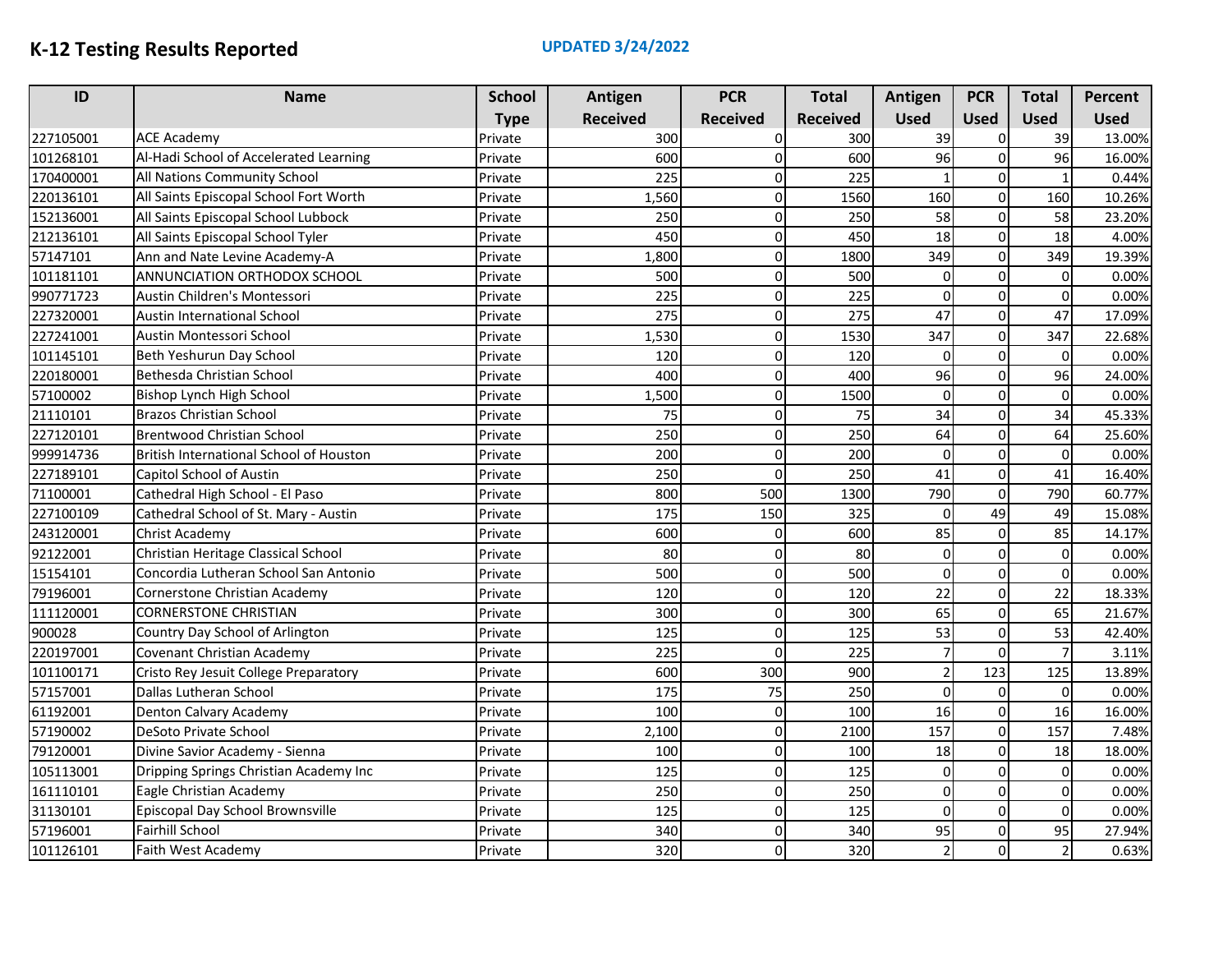# K-12 Testing Results Reported

**UPDATED 3/24/2022**

| ID | Name | School Type | Antigen Received | PCR Received | Total Received | Antigen Used | PCR Used | Total Used | Percent Used |
|---|---|---|---|---|---|---|---|---|---|
| 227105001 | ACE Academy | Private | 300 | 0 | 300 | 39 | 0 | 39 | 13.00% |
| 101268101 | Al-Hadi School of Accelerated Learning | Private | 600 | 0 | 600 | 96 | 0 | 96 | 16.00% |
| 170400001 | All Nations Community School | Private | 225 | 0 | 225 | 1 | 0 | 1 | 0.44% |
| 220136101 | All Saints Episcopal School Fort Worth | Private | 1,560 | 0 | 1560 | 160 | 0 | 160 | 10.26% |
| 152136001 | All Saints Episcopal School Lubbock | Private | 250 | 0 | 250 | 58 | 0 | 58 | 23.20% |
| 212136101 | All Saints Episcopal School Tyler | Private | 450 | 0 | 450 | 18 | 0 | 18 | 4.00% |
| 57147101 | Ann and Nate Levine Academy-A | Private | 1,800 | 0 | 1800 | 349 | 0 | 349 | 19.39% |
| 101181101 | ANNUNCIATION ORTHODOX SCHOOL | Private | 500 | 0 | 500 | 0 | 0 | 0 | 0.00% |
| 990771723 | Austin Children's Montessori | Private | 225 | 0 | 225 | 0 | 0 | 0 | 0.00% |
| 227320001 | Austin International School | Private | 275 | 0 | 275 | 47 | 0 | 47 | 17.09% |
| 227241001 | Austin Montessori School | Private | 1,530 | 0 | 1530 | 347 | 0 | 347 | 22.68% |
| 101145101 | Beth Yeshurun Day School | Private | 120 | 0 | 120 | 0 | 0 | 0 | 0.00% |
| 220180001 | Bethesda Christian School | Private | 400 | 0 | 400 | 96 | 0 | 96 | 24.00% |
| 57100002 | Bishop Lynch High School | Private | 1,500 | 0 | 1500 | 0 | 0 | 0 | 0.00% |
| 21110101 | Brazos Christian School | Private | 75 | 0 | 75 | 34 | 0 | 34 | 45.33% |
| 227120101 | Brentwood Christian School | Private | 250 | 0 | 250 | 64 | 0 | 64 | 25.60% |
| 999914736 | British International School of Houston | Private | 200 | 0 | 200 | 0 | 0 | 0 | 0.00% |
| 227189101 | Capitol School of Austin | Private | 250 | 0 | 250 | 41 | 0 | 41 | 16.40% |
| 71100001 | Cathedral High School - El Paso | Private | 800 | 500 | 1300 | 790 | 0 | 790 | 60.77% |
| 227100109 | Cathedral School of St. Mary - Austin | Private | 175 | 150 | 325 | 0 | 49 | 49 | 15.08% |
| 243120001 | Christ Academy | Private | 600 | 0 | 600 | 85 | 0 | 85 | 14.17% |
| 92122001 | Christian Heritage Classical School | Private | 80 | 0 | 80 | 0 | 0 | 0 | 0.00% |
| 15154101 | Concordia Lutheran School San Antonio | Private | 500 | 0 | 500 | 0 | 0 | 0 | 0.00% |
| 79196001 | Cornerstone Christian Academy | Private | 120 | 0 | 120 | 22 | 0 | 22 | 18.33% |
| 111120001 | CORNERSTONE CHRISTIAN | Private | 300 | 0 | 300 | 65 | 0 | 65 | 21.67% |
| 900028 | Country Day School of Arlington | Private | 125 | 0 | 125 | 53 | 0 | 53 | 42.40% |
| 220197001 | Covenant Christian Academy | Private | 225 | 0 | 225 | 7 | 0 | 7 | 3.11% |
| 101100171 | Cristo Rey Jesuit College Preparatory | Private | 600 | 300 | 900 | 2 | 123 | 125 | 13.89% |
| 57157001 | Dallas Lutheran School | Private | 175 | 75 | 250 | 0 | 0 | 0 | 0.00% |
| 61192001 | Denton Calvary Academy | Private | 100 | 0 | 100 | 16 | 0 | 16 | 16.00% |
| 57190002 | DeSoto Private School | Private | 2,100 | 0 | 2100 | 157 | 0 | 157 | 7.48% |
| 79120001 | Divine Savior Academy - Sienna | Private | 100 | 0 | 100 | 18 | 0 | 18 | 18.00% |
| 105113001 | Dripping Springs Christian Academy Inc | Private | 125 | 0 | 125 | 0 | 0 | 0 | 0.00% |
| 161110101 | Eagle Christian Academy | Private | 250 | 0 | 250 | 0 | 0 | 0 | 0.00% |
| 31130101 | Episcopal Day School Brownsville | Private | 125 | 0 | 125 | 0 | 0 | 0 | 0.00% |
| 57196001 | Fairhill School | Private | 340 | 0 | 340 | 95 | 0 | 95 | 27.94% |
| 101126101 | Faith West Academy | Private | 320 | 0 | 320 | 2 | 0 | 2 | 0.63% |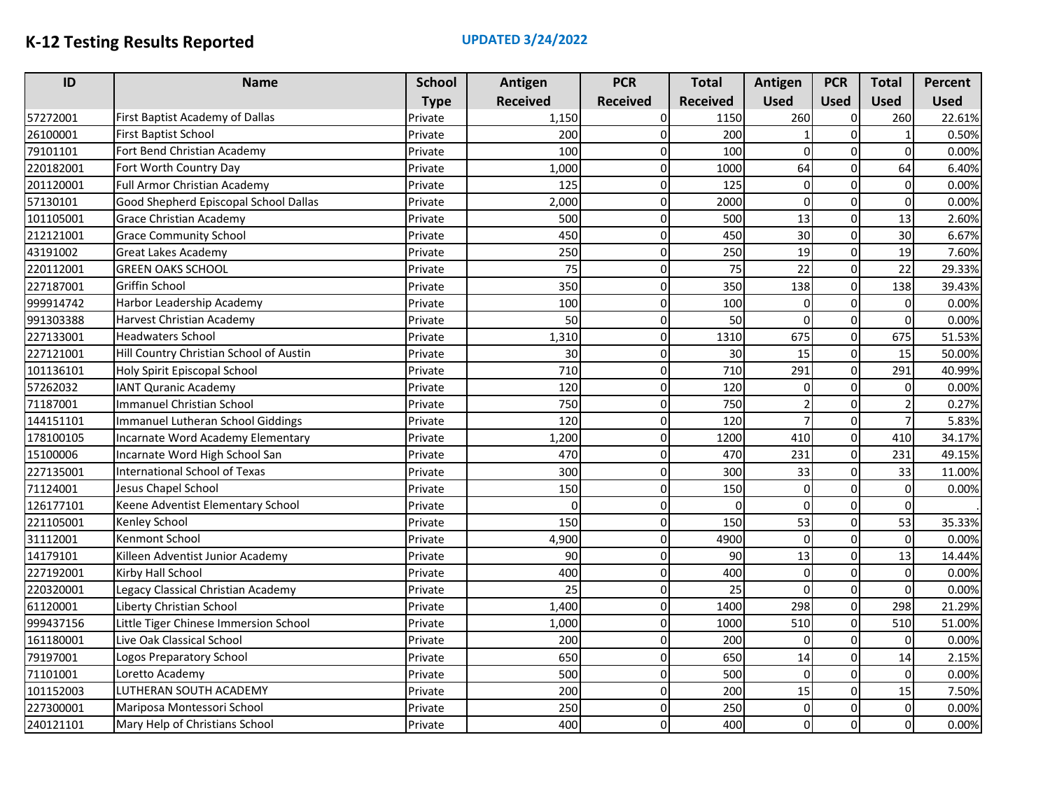# K-12 Testing Results Reported

**UPDATED 3/24/2022**

| ID | Name | School Type | Antigen Received | PCR Received | Total Received | Antigen Used | PCR Used | Total Used | Percent Used |
|---|---|---|---|---|---|---|---|---|---|
| 57272001 | First Baptist Academy of Dallas | Private | 1,150 | 0 | 1150 | 260 | 0 | 260 | 22.61% |
| 26100001 | First Baptist School | Private | 200 | 0 | 200 | 1 | 0 | 1 | 0.50% |
| 79101101 | Fort Bend Christian Academy | Private | 100 | 0 | 100 | 0 | 0 | 0 | 0.00% |
| 220182001 | Fort Worth Country Day | Private | 1,000 | 0 | 1000 | 64 | 0 | 64 | 6.40% |
| 201120001 | Full Armor Christian Academy | Private | 125 | 0 | 125 | 0 | 0 | 0 | 0.00% |
| 57130101 | Good Shepherd Episcopal School Dallas | Private | 2,000 | 0 | 2000 | 0 | 0 | 0 | 0.00% |
| 101105001 | Grace Christian Academy | Private | 500 | 0 | 500 | 13 | 0 | 13 | 2.60% |
| 212121001 | Grace Community School | Private | 450 | 0 | 450 | 30 | 0 | 30 | 6.67% |
| 43191002 | Great Lakes Academy | Private | 250 | 0 | 250 | 19 | 0 | 19 | 7.60% |
| 220112001 | GREEN OAKS SCHOOL | Private | 75 | 0 | 75 | 22 | 0 | 22 | 29.33% |
| 227187001 | Griffin School | Private | 350 | 0 | 350 | 138 | 0 | 138 | 39.43% |
| 999914742 | Harbor Leadership Academy | Private | 100 | 0 | 100 | 0 | 0 | 0 | 0.00% |
| 991303388 | Harvest Christian Academy | Private | 50 | 0 | 50 | 0 | 0 | 0 | 0.00% |
| 227133001 | Headwaters School | Private | 1,310 | 0 | 1310 | 675 | 0 | 675 | 51.53% |
| 227121001 | Hill Country Christian School of Austin | Private | 30 | 0 | 30 | 15 | 0 | 15 | 50.00% |
| 101136101 | Holy Spirit Episcopal School | Private | 710 | 0 | 710 | 291 | 0 | 291 | 40.99% |
| 57262032 | IANT Quranic Academy | Private | 120 | 0 | 120 | 0 | 0 | 0 | 0.00% |
| 71187001 | Immanuel Christian School | Private | 750 | 0 | 750 | 2 | 0 | 2 | 0.27% |
| 144151101 | Immanuel Lutheran School Giddings | Private | 120 | 0 | 120 | 7 | 0 | 7 | 5.83% |
| 178100105 | Incarnate Word Academy Elementary | Private | 1,200 | 0 | 1200 | 410 | 0 | 410 | 34.17% |
| 15100006 | Incarnate Word High School San | Private | 470 | 0 | 470 | 231 | 0 | 231 | 49.15% |
| 227135001 | International School of Texas | Private | 300 | 0 | 300 | 33 | 0 | 33 | 11.00% |
| 71124001 | Jesus Chapel School | Private | 150 | 0 | 150 | 0 | 0 | 0 | 0.00% |
| 126177101 | Keene Adventist Elementary School | Private | 0 | 0 | 0 | 0 | 0 | 0 | . |
| 221105001 | Kenley School | Private | 150 | 0 | 150 | 53 | 0 | 53 | 35.33% |
| 31112001 | Kenmont School | Private | 4,900 | 0 | 4900 | 0 | 0 | 0 | 0.00% |
| 14179101 | Killeen Adventist Junior Academy | Private | 90 | 0 | 90 | 13 | 0 | 13 | 14.44% |
| 227192001 | Kirby Hall School | Private | 400 | 0 | 400 | 0 | 0 | 0 | 0.00% |
| 220320001 | Legacy Classical Christian Academy | Private | 25 | 0 | 25 | 0 | 0 | 0 | 0.00% |
| 61120001 | Liberty Christian School | Private | 1,400 | 0 | 1400 | 298 | 0 | 298 | 21.29% |
| 999437156 | Little Tiger Chinese Immersion School | Private | 1,000 | 0 | 1000 | 510 | 0 | 510 | 51.00% |
| 161180001 | Live Oak Classical School | Private | 200 | 0 | 200 | 0 | 0 | 0 | 0.00% |
| 79197001 | Logos Preparatory School | Private | 650 | 0 | 650 | 14 | 0 | 14 | 2.15% |
| 71101001 | Loretto Academy | Private | 500 | 0 | 500 | 0 | 0 | 0 | 0.00% |
| 101152003 | LUTHERAN SOUTH ACADEMY | Private | 200 | 0 | 200 | 15 | 0 | 15 | 7.50% |
| 227300001 | Mariposa Montessori School | Private | 250 | 0 | 250 | 0 | 0 | 0 | 0.00% |
| 240121101 | Mary Help of Christians School | Private | 400 | 0 | 400 | 0 | 0 | 0 | 0.00% |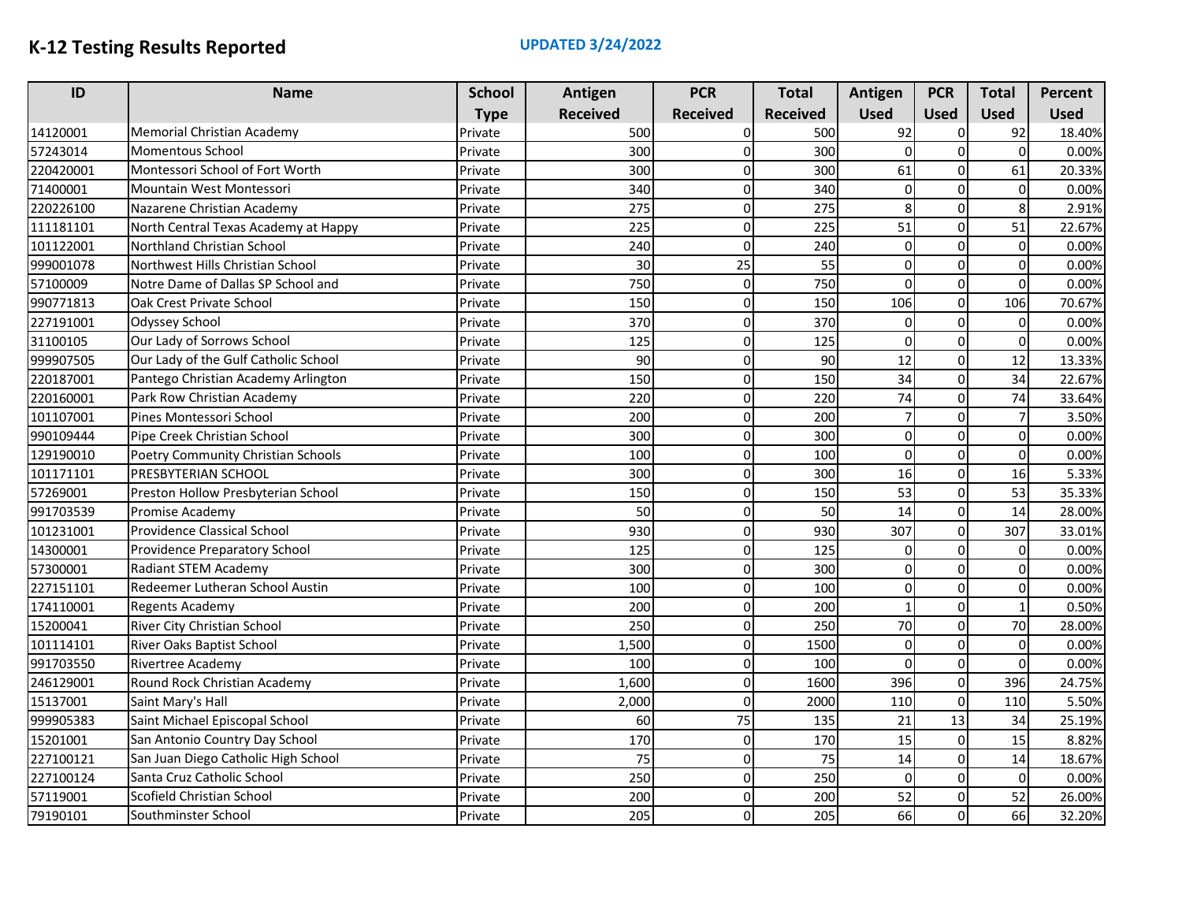# K-12 Testing Results Reported

**UPDATED 3/24/2022**

| ID | Name | School Type | Antigen Received | PCR Received | Total Received | Antigen Used | PCR Used | Total Used | Percent Used |
|---|---|---|---|---|---|---|---|---|---|
| 14120001 | Memorial Christian Academy | Private | 500 | 0 | 500 | 92 | 0 | 92 | 18.40% |
| 57243014 | Momentous School | Private | 300 | 0 | 300 | 0 | 0 | 0 | 0.00% |
| 220420001 | Montessori School of Fort Worth | Private | 300 | 0 | 300 | 61 | 0 | 61 | 20.33% |
| 71400001 | Mountain West Montessori | Private | 340 | 0 | 340 | 0 | 0 | 0 | 0.00% |
| 220226100 | Nazarene Christian Academy | Private | 275 | 0 | 275 | 8 | 0 | 8 | 2.91% |
| 111181101 | North Central Texas Academy at Happy | Private | 225 | 0 | 225 | 51 | 0 | 51 | 22.67% |
| 101122001 | Northland Christian School | Private | 240 | 0 | 240 | 0 | 0 | 0 | 0.00% |
| 999001078 | Northwest Hills Christian School | Private | 30 | 25 | 55 | 0 | 0 | 0 | 0.00% |
| 57100009 | Notre Dame of Dallas SP School and | Private | 750 | 0 | 750 | 0 | 0 | 0 | 0.00% |
| 990771813 | Oak Crest Private School | Private | 150 | 0 | 150 | 106 | 0 | 106 | 70.67% |
| 227191001 | Odyssey School | Private | 370 | 0 | 370 | 0 | 0 | 0 | 0.00% |
| 31100105 | Our Lady of Sorrows School | Private | 125 | 0 | 125 | 0 | 0 | 0 | 0.00% |
| 999907505 | Our Lady of the Gulf Catholic School | Private | 90 | 0 | 90 | 12 | 0 | 12 | 13.33% |
| 220187001 | Pantego Christian Academy Arlington | Private | 150 | 0 | 150 | 34 | 0 | 34 | 22.67% |
| 220160001 | Park Row Christian Academy | Private | 220 | 0 | 220 | 74 | 0 | 74 | 33.64% |
| 101107001 | Pines Montessori School | Private | 200 | 0 | 200 | 7 | 0 | 7 | 3.50% |
| 990109444 | Pipe Creek Christian School | Private | 300 | 0 | 300 | 0 | 0 | 0 | 0.00% |
| 129190010 | Poetry Community Christian Schools | Private | 100 | 0 | 100 | 0 | 0 | 0 | 0.00% |
| 101171101 | PRESBYTERIAN SCHOOL | Private | 300 | 0 | 300 | 16 | 0 | 16 | 5.33% |
| 57269001 | Preston Hollow Presbyterian School | Private | 150 | 0 | 150 | 53 | 0 | 53 | 35.33% |
| 991703539 | Promise Academy | Private | 50 | 0 | 50 | 14 | 0 | 14 | 28.00% |
| 101231001 | Providence Classical School | Private | 930 | 0 | 930 | 307 | 0 | 307 | 33.01% |
| 14300001 | Providence Preparatory School | Private | 125 | 0 | 125 | 0 | 0 | 0 | 0.00% |
| 57300001 | Radiant STEM Academy | Private | 300 | 0 | 300 | 0 | 0 | 0 | 0.00% |
| 227151101 | Redeemer Lutheran School Austin | Private | 100 | 0 | 100 | 0 | 0 | 0 | 0.00% |
| 174110001 | Regents Academy | Private | 200 | 0 | 200 | 1 | 0 | 1 | 0.50% |
| 15200041 | River City Christian School | Private | 250 | 0 | 250 | 70 | 0 | 70 | 28.00% |
| 101114101 | River Oaks Baptist School | Private | 1,500 | 0 | 1500 | 0 | 0 | 0 | 0.00% |
| 991703550 | Rivertree Academy | Private | 100 | 0 | 100 | 0 | 0 | 0 | 0.00% |
| 246129001 | Round Rock Christian Academy | Private | 1,600 | 0 | 1600 | 396 | 0 | 396 | 24.75% |
| 15137001 | Saint Mary's Hall | Private | 2,000 | 0 | 2000 | 110 | 0 | 110 | 5.50% |
| 999905383 | Saint Michael Episcopal School | Private | 60 | 75 | 135 | 21 | 13 | 34 | 25.19% |
| 15201001 | San Antonio Country Day School | Private | 170 | 0 | 170 | 15 | 0 | 15 | 8.82% |
| 227100121 | San Juan Diego Catholic High School | Private | 75 | 0 | 75 | 14 | 0 | 14 | 18.67% |
| 227100124 | Santa Cruz Catholic School | Private | 250 | 0 | 250 | 0 | 0 | 0 | 0.00% |
| 57119001 | Scofield Christian School | Private | 200 | 0 | 200 | 52 | 0 | 52 | 26.00% |
| 79190101 | Southminster School | Private | 205 | 0 | 205 | 66 | 0 | 66 | 32.20% |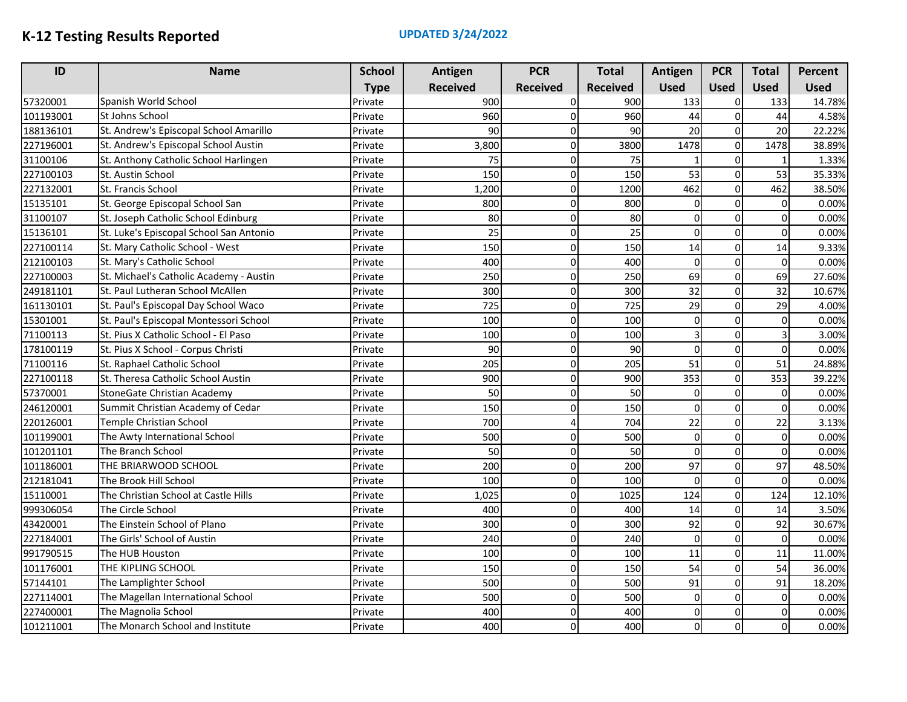# K-12 Testing Results Reported

**UPDATED 3/24/2022**

| ID | Name | School Type | Antigen Received | PCR Received | Total Received | Antigen Used | PCR Used | Total Used | Percent Used |
|---|---|---|---|---|---|---|---|---|---|
| 57320001 | Spanish World School | Private | 900 | 0 | 900 | 133 | 0 | 133 | 14.78% |
| 101193001 | St Johns School | Private | 960 | 0 | 960 | 44 | 0 | 44 | 4.58% |
| 188136101 | St. Andrew's Episcopal School Amarillo | Private | 90 | 0 | 90 | 20 | 0 | 20 | 22.22% |
| 227196001 | St. Andrew's Episcopal School Austin | Private | 3,800 | 0 | 3800 | 1478 | 0 | 1478 | 38.89% |
| 31100106 | St. Anthony Catholic School Harlingen | Private | 75 | 0 | 75 | 1 | 0 | 1 | 1.33% |
| 227100103 | St. Austin School | Private | 150 | 0 | 150 | 53 | 0 | 53 | 35.33% |
| 227132001 | St. Francis School | Private | 1,200 | 0 | 1200 | 462 | 0 | 462 | 38.50% |
| 15135101 | St. George Episcopal School San | Private | 800 | 0 | 800 | 0 | 0 | 0 | 0.00% |
| 31100107 | St. Joseph Catholic School Edinburg | Private | 80 | 0 | 80 | 0 | 0 | 0 | 0.00% |
| 15136101 | St. Luke's Episcopal School San Antonio | Private | 25 | 0 | 25 | 0 | 0 | 0 | 0.00% |
| 227100114 | St. Mary Catholic School - West | Private | 150 | 0 | 150 | 14 | 0 | 14 | 9.33% |
| 212100103 | St. Mary's Catholic School | Private | 400 | 0 | 400 | 0 | 0 | 0 | 0.00% |
| 227100003 | St. Michael's Catholic Academy - Austin | Private | 250 | 0 | 250 | 69 | 0 | 69 | 27.60% |
| 249181101 | St. Paul Lutheran School McAllen | Private | 300 | 0 | 300 | 32 | 0 | 32 | 10.67% |
| 161130101 | St. Paul's Episcopal Day School Waco | Private | 725 | 0 | 725 | 29 | 0 | 29 | 4.00% |
| 15301001 | St. Paul's Episcopal Montessori School | Private | 100 | 0 | 100 | 0 | 0 | 0 | 0.00% |
| 71100113 | St. Pius X Catholic School - El Paso | Private | 100 | 0 | 100 | 3 | 0 | 3 | 3.00% |
| 178100119 | St. Pius X School - Corpus Christi | Private | 90 | 0 | 90 | 0 | 0 | 0 | 0.00% |
| 71100116 | St. Raphael Catholic School | Private | 205 | 0 | 205 | 51 | 0 | 51 | 24.88% |
| 227100118 | St. Theresa Catholic School Austin | Private | 900 | 0 | 900 | 353 | 0 | 353 | 39.22% |
| 57370001 | StoneGate Christian Academy | Private | 50 | 0 | 50 | 0 | 0 | 0 | 0.00% |
| 246120001 | Summit Christian Academy of Cedar | Private | 150 | 0 | 150 | 0 | 0 | 0 | 0.00% |
| 220126001 | Temple Christian School | Private | 700 | 4 | 704 | 22 | 0 | 22 | 3.13% |
| 101199001 | The Awty International School | Private | 500 | 0 | 500 | 0 | 0 | 0 | 0.00% |
| 101201101 | The Branch School | Private | 50 | 0 | 50 | 0 | 0 | 0 | 0.00% |
| 101186001 | THE BRIARWOOD SCHOOL | Private | 200 | 0 | 200 | 97 | 0 | 97 | 48.50% |
| 212181041 | The Brook Hill School | Private | 100 | 0 | 100 | 0 | 0 | 0 | 0.00% |
| 15110001 | The Christian School at Castle Hills | Private | 1,025 | 0 | 1025 | 124 | 0 | 124 | 12.10% |
| 999306054 | The Circle School | Private | 400 | 0 | 400 | 14 | 0 | 14 | 3.50% |
| 43420001 | The Einstein School of Plano | Private | 300 | 0 | 300 | 92 | 0 | 92 | 30.67% |
| 227184001 | The Girls' School of Austin | Private | 240 | 0 | 240 | 0 | 0 | 0 | 0.00% |
| 991790515 | The HUB Houston | Private | 100 | 0 | 100 | 11 | 0 | 11 | 11.00% |
| 101176001 | THE KIPLING SCHOOL | Private | 150 | 0 | 150 | 54 | 0 | 54 | 36.00% |
| 57144101 | The Lamplighter School | Private | 500 | 0 | 500 | 91 | 0 | 91 | 18.20% |
| 227114001 | The Magellan International School | Private | 500 | 0 | 500 | 0 | 0 | 0 | 0.00% |
| 227400001 | The Magnolia School | Private | 400 | 0 | 400 | 0 | 0 | 0 | 0.00% |
| 101211001 | The Monarch School and Institute | Private | 400 | 0 | 400 | 0 | 0 | 0 | 0.00% |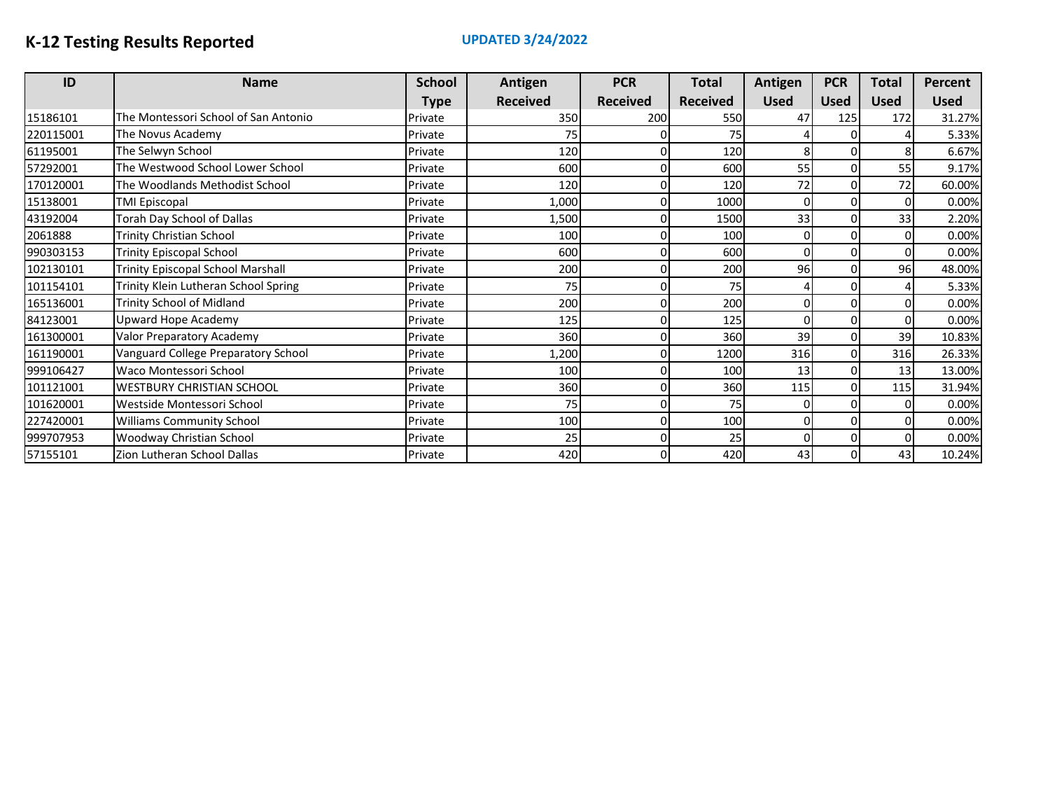# K-12 Testing Results Reported

**UPDATED 3/24/2022**

| ID | Name | School Type | Antigen Received | PCR Received | Total Received | Antigen Used | PCR Used | Total Used | Percent Used |
|---|---|---|---|---|---|---|---|---|---|
| 15186101 | The Montessori School of San Antonio | Private | 350 | 200 | 550 | 47 | 125 | 172 | 31.27% |
| 220115001 | The Novus Academy | Private | 75 | 0 | 75 | 4 | 0 | 4 | 5.33% |
| 61195001 | The Selwyn School | Private | 120 | 0 | 120 | 8 | 0 | 8 | 6.67% |
| 57292001 | The Westwood School Lower School | Private | 600 | 0 | 600 | 55 | 0 | 55 | 9.17% |
| 170120001 | The Woodlands Methodist School | Private | 120 | 0 | 120 | 72 | 0 | 72 | 60.00% |
| 15138001 | TMI Episcopal | Private | 1,000 | 0 | 1000 | 0 | 0 | 0 | 0.00% |
| 43192004 | Torah Day School of Dallas | Private | 1,500 | 0 | 1500 | 33 | 0 | 33 | 2.20% |
| 2061888 | Trinity Christian School | Private | 100 | 0 | 100 | 0 | 0 | 0 | 0.00% |
| 990303153 | Trinity Episcopal School | Private | 600 | 0 | 600 | 0 | 0 | 0 | 0.00% |
| 102130101 | Trinity Episcopal School Marshall | Private | 200 | 0 | 200 | 96 | 0 | 96 | 48.00% |
| 101154101 | Trinity Klein Lutheran School Spring | Private | 75 | 0 | 75 | 4 | 0 | 4 | 5.33% |
| 165136001 | Trinity School of Midland | Private | 200 | 0 | 200 | 0 | 0 | 0 | 0.00% |
| 84123001 | Upward Hope Academy | Private | 125 | 0 | 125 | 0 | 0 | 0 | 0.00% |
| 161300001 | Valor Preparatory Academy | Private | 360 | 0 | 360 | 39 | 0 | 39 | 10.83% |
| 161190001 | Vanguard College Preparatory School | Private | 1,200 | 0 | 1200 | 316 | 0 | 316 | 26.33% |
| 999106427 | Waco Montessori School | Private | 100 | 0 | 100 | 13 | 0 | 13 | 13.00% |
| 101121001 | WESTBURY CHRISTIAN SCHOOL | Private | 360 | 0 | 360 | 115 | 0 | 115 | 31.94% |
| 101620001 | Westside Montessori School | Private | 75 | 0 | 75 | 0 | 0 | 0 | 0.00% |
| 227420001 | Williams Community School | Private | 100 | 0 | 100 | 0 | 0 | 0 | 0.00% |
| 999707953 | Woodway Christian School | Private | 25 | 0 | 25 | 0 | 0 | 0 | 0.00% |
| 57155101 | Zion Lutheran School Dallas | Private | 420 | 0 | 420 | 43 | 0 | 43 | 10.24% |